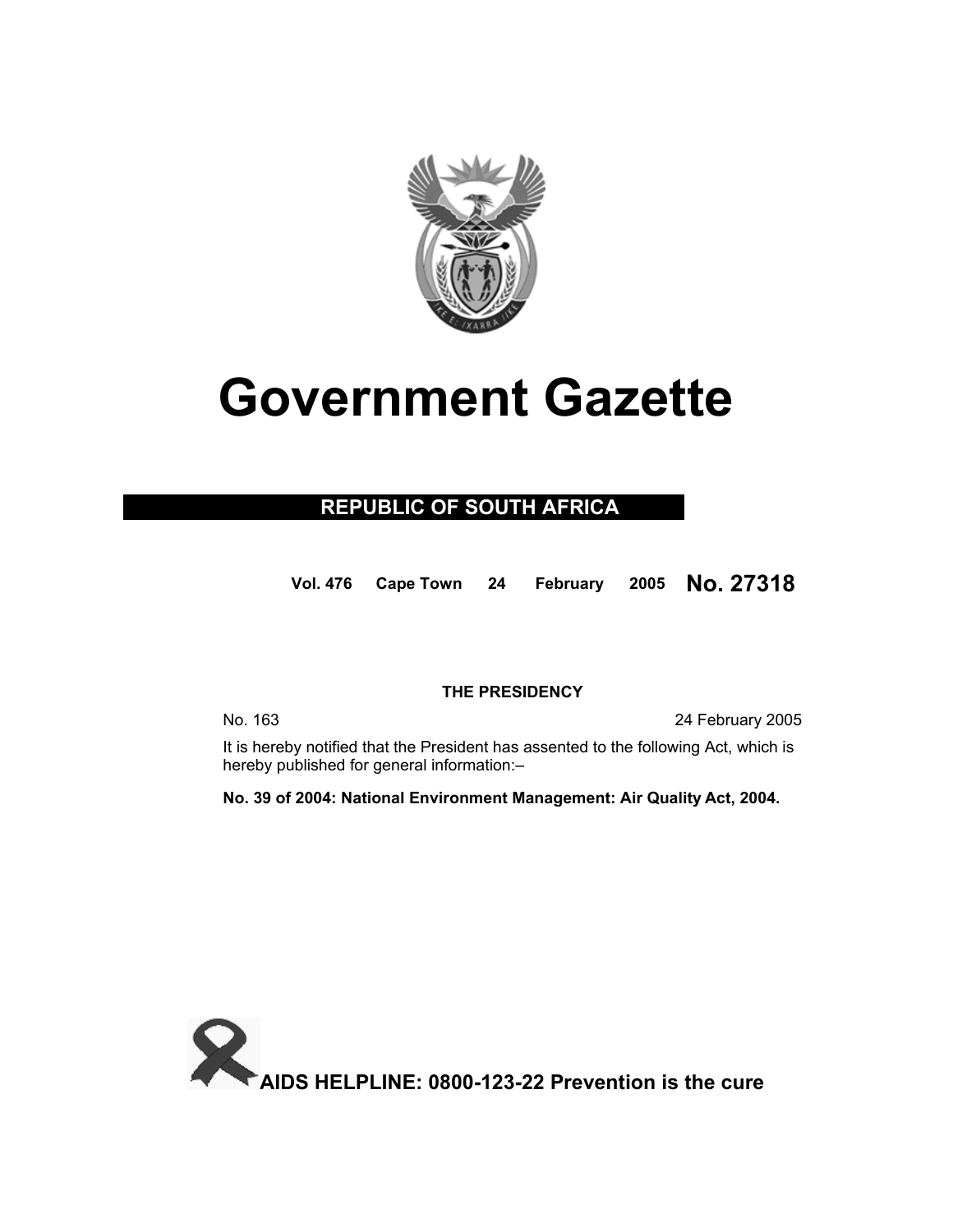# Government Gazette

## REPUBLIC OF SOUTH AFRICA

**Vol. 476 Cape Town 24 February 2005 No. 27318**

**THE PRESIDENCY**

No. 163 24 February 2005

It is hereby notified that the President has assented to the following Act, which is hereby published for general information:–

**No. 39 of 2004: National Environment Management: Air Quality Act, 2004.**

**AIDS HELPLINE: 0800-123-22 Prevention is the cure**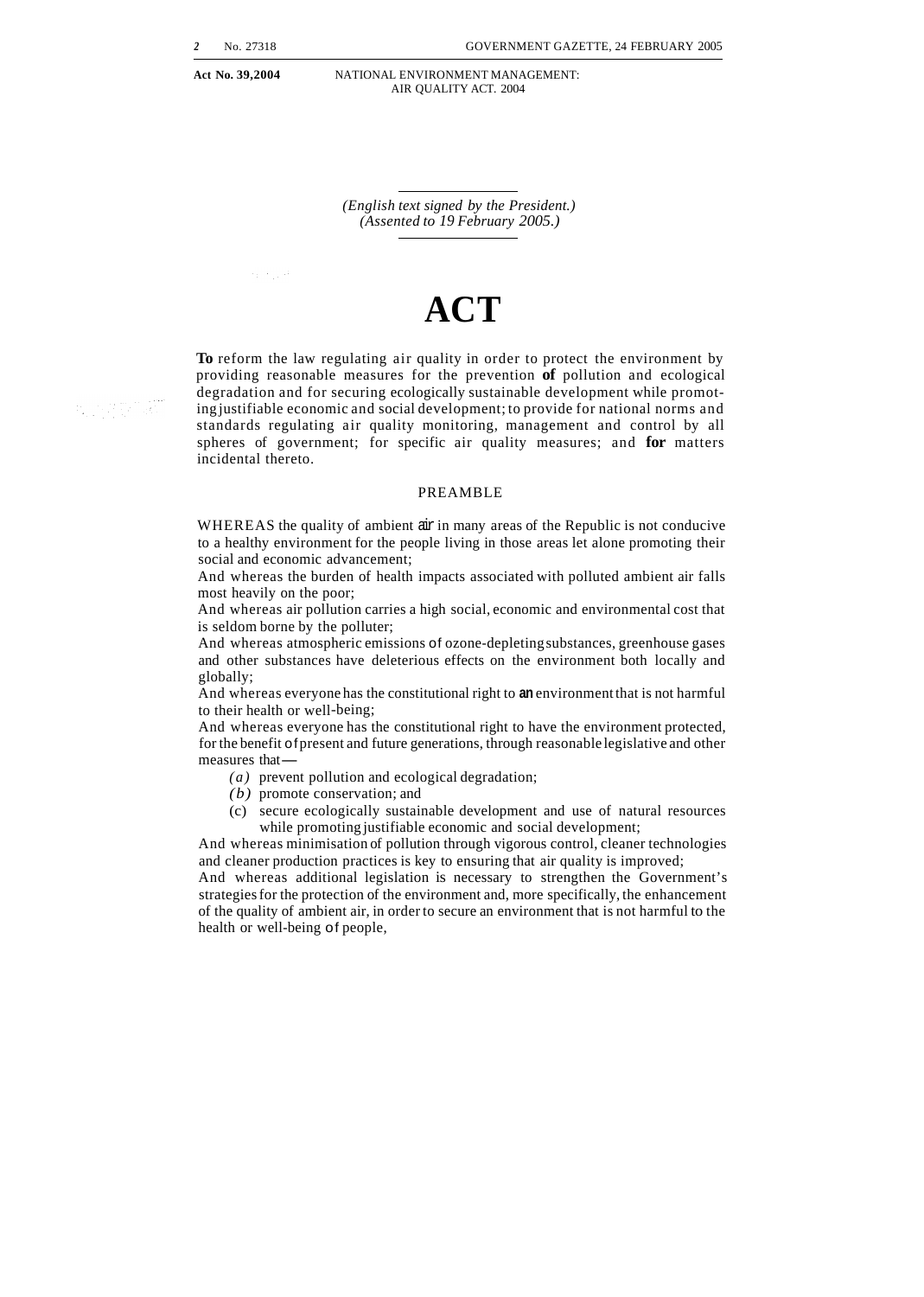*(English text signed by the President.)*
*(Assented to 19 February 2005.)*

# ACT

**To** reform the law regulating air quality in order to protect the environment by providing reasonable measures for the prevention **of** pollution and ecological degradation and for securing ecologically sustainable development while promoting justifiable economic and social development; to provide for national norms and standards regulating air quality monitoring, management and control by all spheres of government; for specific air quality measures; and **for** matters incidental thereto.

## PREAMBLE

WHEREAS the quality of ambient air in many areas of the Republic is not conducive to a healthy environment for the people living in those areas let alone promoting their social and economic advancement;

And whereas the burden of health impacts associated with polluted ambient air falls most heavily on the poor;

And whereas air pollution carries a high social, economic and environmental cost that is seldom borne by the polluter;

And whereas atmospheric emissions of ozone-depleting substances, greenhouse gases and other substances have deleterious effects on the environment both locally and globally;

And whereas everyone has the constitutional right to an environment that is not harmful to their health or well-being;

And whereas everyone has the constitutional right to have the environment protected, for the benefit of present and future generations, through reasonable legislative and other measures that—

*(a)* prevent pollution and ecological degradation;
*(b)* promote conservation; and
(c) secure ecologically sustainable development and use of natural resources while promoting justifiable economic and social development;

And whereas minimisation of pollution through vigorous control, cleaner technologies and cleaner production practices is key to ensuring that air quality is improved;

And whereas additional legislation is necessary to strengthen the Government's strategies for the protection of the environment and, more specifically, the enhancement of the quality of ambient air, in order to secure an environment that is not harmful to the health or well-being of people,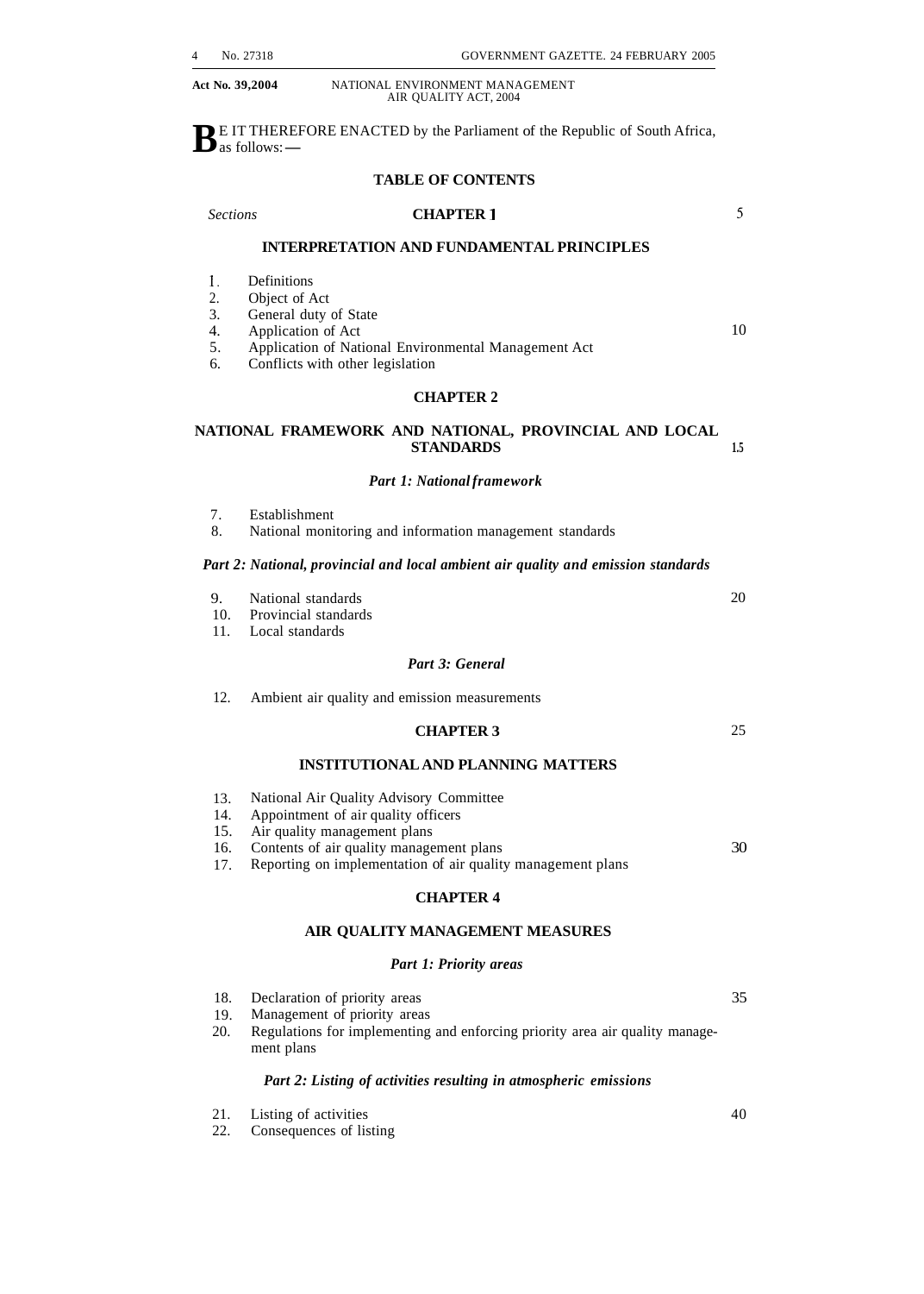**B**E IT THEREFORE ENACTED by the Parliament of the Republic of South Africa, as follows:—

## TABLE OF CONTENTS

*Sections*

### CHAPTER 1

### INTERPRETATION AND FUNDAMENTAL PRINCIPLES

1. Definitions
2. Object of Act
3. General duty of State
4. Application of Act
5. Application of National Environmental Management Act
6. Conflicts with other legislation

### CHAPTER 2

### NATIONAL FRAMEWORK AND NATIONAL, PROVINCIAL AND LOCAL STANDARDS

***Part 1: National framework***

7. Establishment
8. National monitoring and information management standards

***Part 2: National, provincial and local ambient air quality and emission standards***

9. National standards
10. Provincial standards
11. Local standards

***Part 3: General***

12. Ambient air quality and emission measurements

### CHAPTER 3

### INSTITUTIONAL AND PLANNING MATTERS

13. National Air Quality Advisory Committee
14. Appointment of air quality officers
15. Air quality management plans
16. Contents of air quality management plans
17. Reporting on implementation of air quality management plans

### CHAPTER 4

### AIR QUALITY MANAGEMENT MEASURES

***Part 1: Priority areas***

18. Declaration of priority areas
19. Management of priority areas
20. Regulations for implementing and enforcing priority area air quality management plans

***Part 2: Listing of activities resulting in atmospheric emissions***

21. Listing of activities
22. Consequences of listing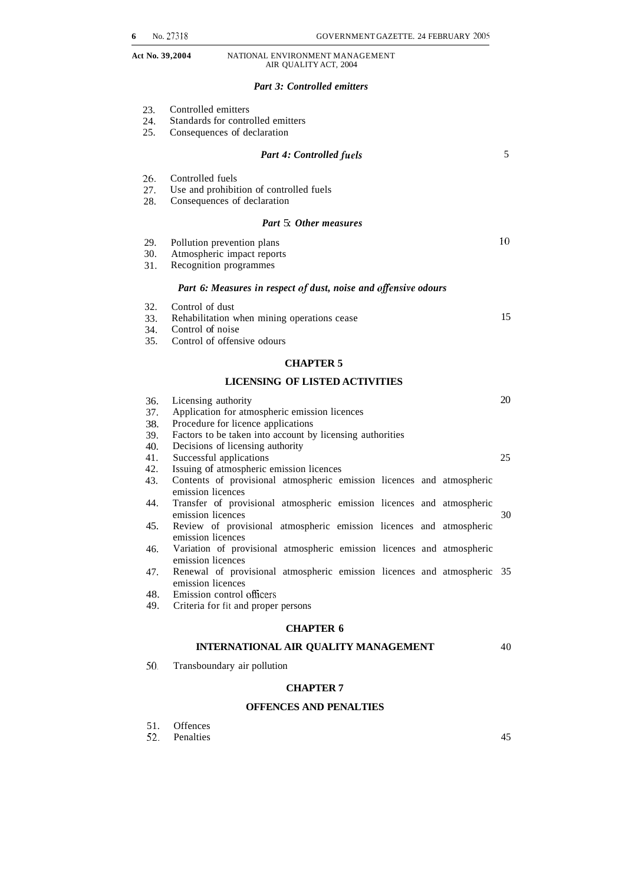*Part 3: Controlled emitters*

23. Controlled emitters
24. Standards for controlled emitters
25. Consequences of declaration

*Part 4: Controlled fuels*

26. Controlled fuels
27. Use and prohibition of controlled fuels
28. Consequences of declaration

*Part 5: Other measures*

29. Pollution prevention plans
30. Atmospheric impact reports
31. Recognition programmes

*Part 6: Measures in respect of dust, noise and offensive odours*

32. Control of dust
33. Rehabilitation when mining operations cease
34. Control of noise
35. Control of offensive odours

**CHAPTER 5**

**LICENSING OF LISTED ACTIVITIES**

36. Licensing authority
37. Application for atmospheric emission licences
38. Procedure for licence applications
39. Factors to be taken into account by licensing authorities
40. Decisions of licensing authority
41. Successful applications
42. Issuing of atmospheric emission licences
43. Contents of provisional atmospheric emission licences and atmospheric emission licences
44. Transfer of provisional atmospheric emission licences and atmospheric emission licences
45. Review of provisional atmospheric emission licences and atmospheric emission licences
46. Variation of provisional atmospheric emission licences and atmospheric emission licences
47. Renewal of provisional atmospheric emission licences and atmospheric emission licences
48. Emission control officers
49. Criteria for fit and proper persons

**CHAPTER 6**

**INTERNATIONAL AIR QUALITY MANAGEMENT**

50. Transboundary air pollution

**CHAPTER 7**

**OFFENCES AND PENALTIES**

51. Offences
52. Penalties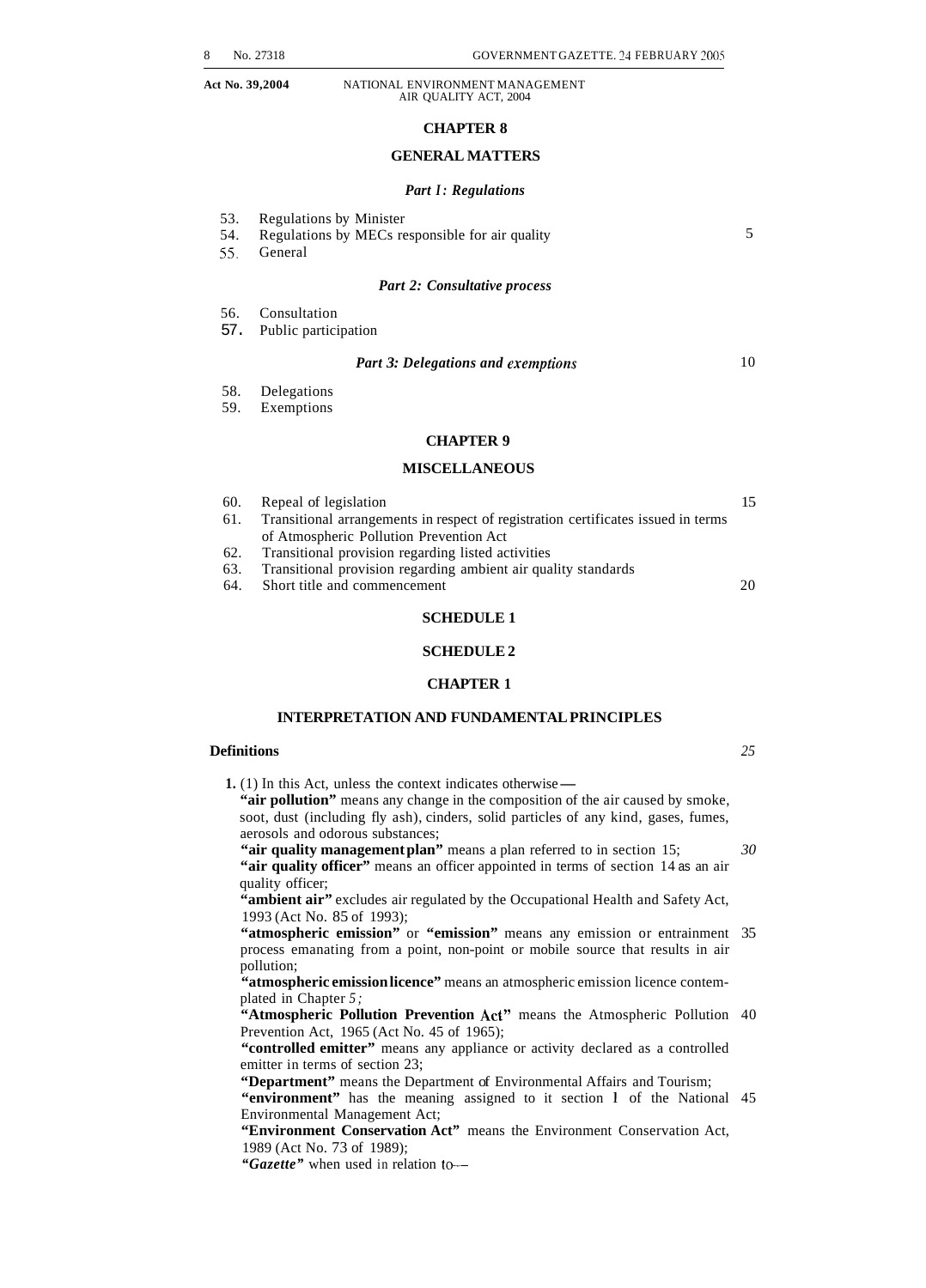## CHAPTER 8

## GENERAL MATTERS

### *Part 1: Regulations*

53. Regulations by Minister
54. Regulations by MECs responsible for air quality
55. General

### *Part 2: Consultative process*

56. Consultation
57. Public participation

### *Part 3: Delegations and exemptions*

58. Delegations
59. Exemptions

## CHAPTER 9

## MISCELLANEOUS

60. Repeal of legislation
61. Transitional arrangements in respect of registration certificates issued in terms of Atmospheric Pollution Prevention Act
62. Transitional provision regarding listed activities
63. Transitional provision regarding ambient air quality standards
64. Short title and commencement

## SCHEDULE 1

## SCHEDULE 2

## CHAPTER 1

## INTERPRETATION AND FUNDAMENTAL PRINCIPLES

**Definitions**

**1.** (1) In this Act, unless the context indicates otherwise—

**"air pollution"** means any change in the composition of the air caused by smoke, soot, dust (including fly ash), cinders, solid particles of any kind, gases, fumes, aerosols and odorous substances;

**"air quality management plan"** means a plan referred to in section 15;

**"air quality officer"** means an officer appointed in terms of section 14 as an air quality officer;

**"ambient air"** excludes air regulated by the Occupational Health and Safety Act, 1993 (Act No. 85 of 1993);

**"atmospheric emission"** or **"emission"** means any emission or entrainment process emanating from a point, non-point or mobile source that results in air pollution;

**"atmospheric emission licence"** means an atmospheric emission licence contemplated in Chapter 5;

**"Atmospheric Pollution Prevention Act"** means the Atmospheric Pollution Prevention Act, 1965 (Act No. 45 of 1965);

**"controlled emitter"** means any appliance or activity declared as a controlled emitter in terms of section 23;

**"Department"** means the Department of Environmental Affairs and Tourism;

**"environment"** has the meaning assigned to it section 1 of the National Environmental Management Act;

**"Environment Conservation Act"** means the Environment Conservation Act, 1989 (Act No. 73 of 1989);

***"Gazette"*** when used in relation to—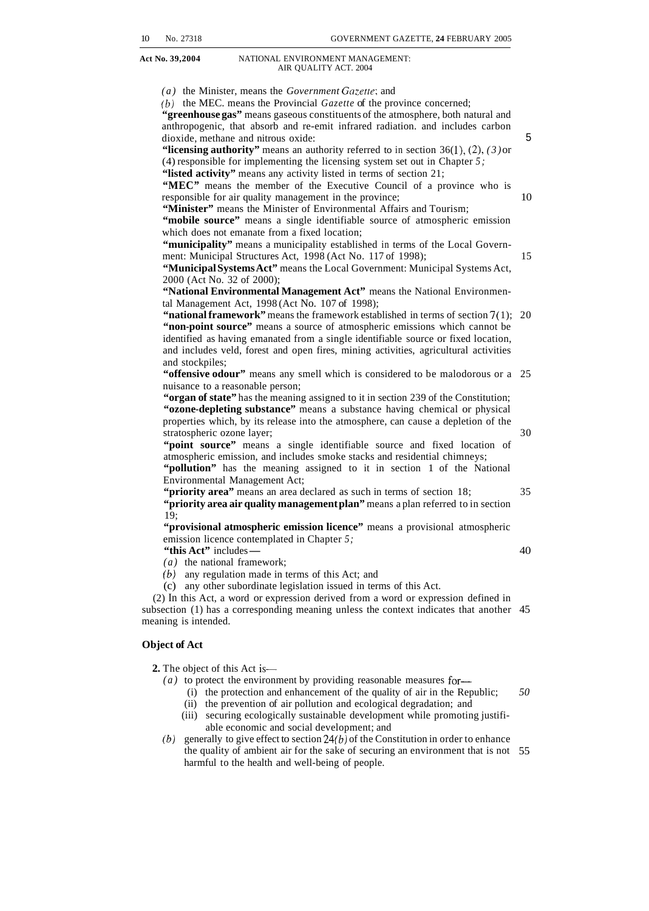(*a*) the Minister, means the *Government Gazette*; and

(*b*) the MEC. means the Provincial *Gazette* of the province concerned;

**"greenhouse gas"** means gaseous constituents of the atmosphere, both natural and anthropogenic, that absorb and re-emit infrared radiation. and includes carbon dioxide, methane and nitrous oxide:

**"licensing authority"** means an authority referred to in section 36(1), (2), (3) or (4) responsible for implementing the licensing system set out in Chapter 5;

**"listed activity"** means any activity listed in terms of section 21;

**"MEC"** means the member of the Executive Council of a province who is responsible for air quality management in the province;

**"Minister"** means the Minister of Environmental Affairs and Tourism;

**"mobile source"** means a single identifiable source of atmospheric emission which does not emanate from a fixed location;

**"municipality"** means a municipality established in terms of the Local Government: Municipal Structures Act, 1998 (Act No. 117 of 1998);

**"Municipal Systems Act"** means the Local Government: Municipal Systems Act, 2000 (Act No. 32 of 2000);

**"National Environmental Management Act"** means the National Environmental Management Act, 1998 (Act No. 107 of 1998);

**"national framework"** means the framework established in terms of section 7(1);

**"non-point source"** means a source of atmospheric emissions which cannot be identified as having emanated from a single identifiable source or fixed location, and includes veld, forest and open fires, mining activities, agricultural activities and stockpiles;

**"offensive odour"** means any smell which is considered to be malodorous or a nuisance to a reasonable person;

**"organ of state"** has the meaning assigned to it in section 239 of the Constitution;

**"ozone-depleting substance"** means a substance having chemical or physical properties which, by its release into the atmosphere, can cause a depletion of the stratospheric ozone layer;

**"point source"** means a single identifiable source and fixed location of atmospheric emission, and includes smoke stacks and residential chimneys;

**"pollution"** has the meaning assigned to it in section 1 of the National Environmental Management Act;

**"priority area"** means an area declared as such in terms of section 18;

**"priority area air quality management plan"** means a plan referred to in section 19;

**"provisional atmospheric emission licence"** means a provisional atmospheric emission licence contemplated in Chapter 5;

**"this Act"** includes—

(*a*) the national framework;

(*b*) any regulation made in terms of this Act; and

(c) any other subordinate legislation issued in terms of this Act.

(2) In this Act, a word or expression derived from a word or expression defined in subsection (1) has a corresponding meaning unless the context indicates that another meaning is intended.

**Object of Act**

**2.** The object of this Act is—

(*a*) to protect the environment by providing reasonable measures for—

(i) the protection and enhancement of the quality of air in the Republic;

(ii) the prevention of air pollution and ecological degradation; and

(iii) securing ecologically sustainable development while promoting justifiable economic and social development; and

(*b*) generally to give effect to section 24(*b*) of the Constitution in order to enhance the quality of ambient air for the sake of securing an environment that is not harmful to the health and well-being of people.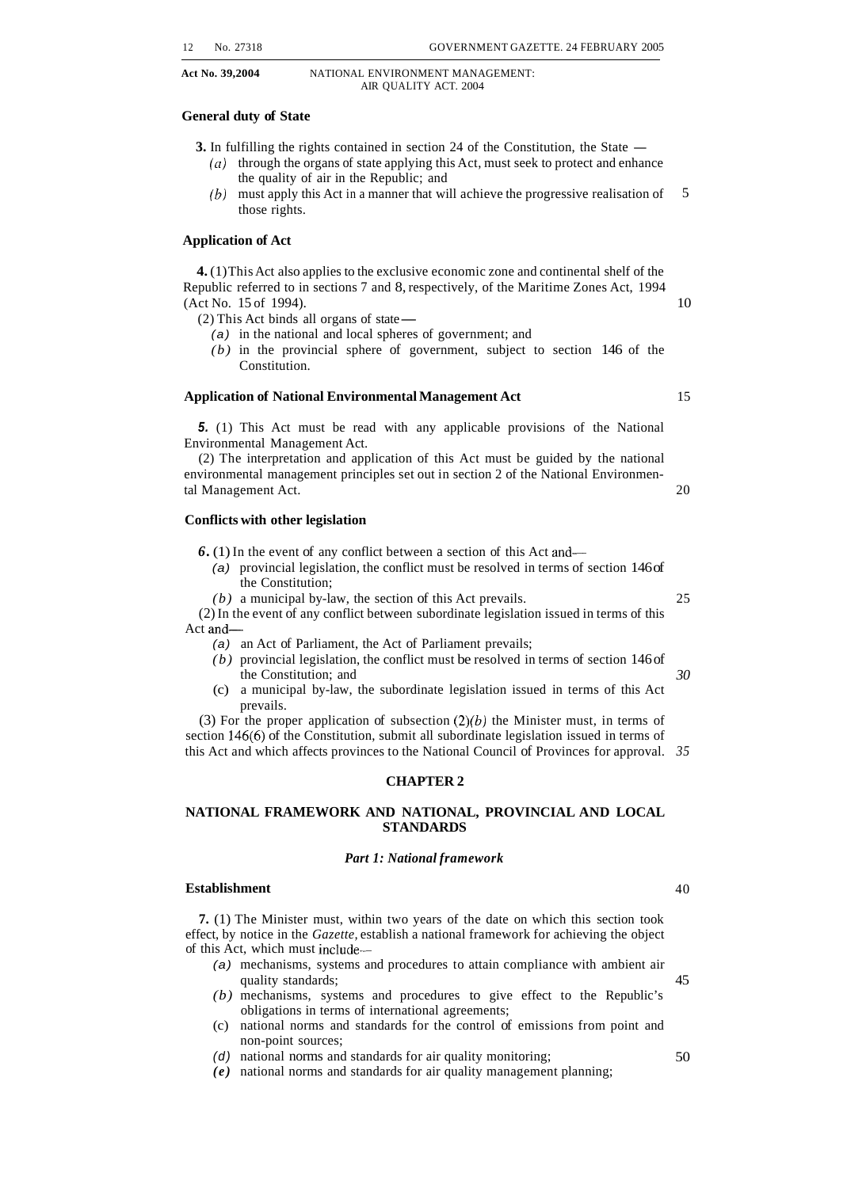**General duty of State**

**3.** In fulfilling the rights contained in section 24 of the Constitution, the State —

*(a)* through the organs of state applying this Act, must seek to protect and enhance the quality of air in the Republic; and

*(b)* must apply this Act in a manner that will achieve the progressive realisation of those rights.

**Application of Act**

**4.** (1) This Act also applies to the exclusive economic zone and continental shelf of the Republic referred to in sections 7 and 8, respectively, of the Maritime Zones Act, 1994 (Act No. 15 of 1994).

(2) This Act binds all organs of state —

*(a)* in the national and local spheres of government; and

*(b)* in the provincial sphere of government, subject to section 146 of the Constitution.

**Application of National Environmental Management Act**

***5.*** (1) This Act must be read with any applicable provisions of the National Environmental Management Act.

(2) The interpretation and application of this Act must be guided by the national environmental management principles set out in section 2 of the National Environmental Management Act.

**Conflicts with other legislation**

***6.*** (1) In the event of any conflict between a section of this Act and—

*(a)* provincial legislation, the conflict must be resolved in terms of section 146 of the Constitution;

*(b)* a municipal by-law, the section of this Act prevails.

(2) In the event of any conflict between subordinate legislation issued in terms of this Act and—

*(a)* an Act of Parliament, the Act of Parliament prevails;

*(b)* provincial legislation, the conflict must be resolved in terms of section 146 of the Constitution; and

(c) a municipal by-law, the subordinate legislation issued in terms of this Act prevails.

(3) For the proper application of subsection (2)*(b)* the Minister must, in terms of section 146(6) of the Constitution, submit all subordinate legislation issued in terms of this Act and which affects provinces to the National Council of Provinces for approval.

## CHAPTER 2

## NATIONAL FRAMEWORK AND NATIONAL, PROVINCIAL AND LOCAL STANDARDS

### *Part 1: National framework*

**Establishment**

**7.** (1) The Minister must, within two years of the date on which this section took effect, by notice in the *Gazette*, establish a national framework for achieving the object of this Act, which must include—

*(a)* mechanisms, systems and procedures to attain compliance with ambient air quality standards;

*(b)* mechanisms, systems and procedures to give effect to the Republic's obligations in terms of international agreements;

(c) national norms and standards for the control of emissions from point and non-point sources;

*(d)* national norms and standards for air quality monitoring;

***(e)*** national norms and standards for air quality management planning;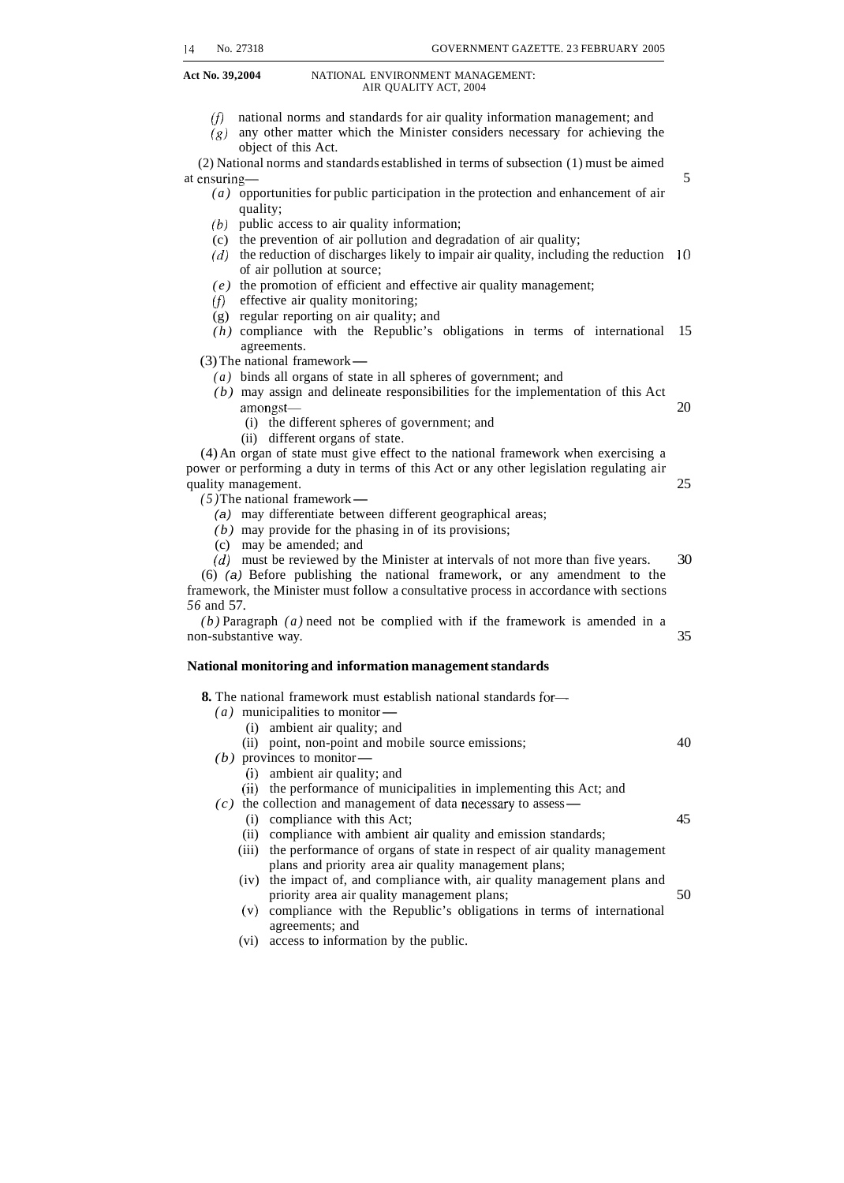*(f)* national norms and standards for air quality information management; and

*(g)* any other matter which the Minister considers necessary for achieving the object of this Act.

(2) National norms and standards established in terms of subsection (1) must be aimed at ensuring—

*(a)* opportunities for public participation in the protection and enhancement of air quality;

*(b)* public access to air quality information;

(c) the prevention of air pollution and degradation of air quality;

*(d)* the reduction of discharges likely to impair air quality, including the reduction of air pollution at source;

*(e)* the promotion of efficient and effective air quality management;

*(f)* effective air quality monitoring;

(g) regular reporting on air quality; and

*(h)* compliance with the Republic's obligations in terms of international agreements.

(3) The national framework—

*(a)* binds all organs of state in all spheres of government; and

*(b)* may assign and delineate responsibilities for the implementation of this Act amongst—

(i) the different spheres of government; and

(ii) different organs of state.

(4) An organ of state must give effect to the national framework when exercising a power or performing a duty in terms of this Act or any other legislation regulating air quality management.

(5) The national framework—

*(a)* may differentiate between different geographical areas;

*(b)* may provide for the phasing in of its provisions;

(c) may be amended; and

*(d)* must be reviewed by the Minister at intervals of not more than five years.

(6) *(a)* Before publishing the national framework, or any amendment to the framework, the Minister must follow a consultative process in accordance with sections 56 and 57.

*(b)* Paragraph *(a)* need not be complied with if the framework is amended in a non-substantive way.

**National monitoring and information management standards**

**8.** The national framework must establish national standards for—

*(a)* municipalities to monitor—

(i) ambient air quality; and

(ii) point, non-point and mobile source emissions;

*(b)* provinces to monitor—

(i) ambient air quality; and

(ii) the performance of municipalities in implementing this Act; and

*(c)* the collection and management of data necessary to assess—

(i) compliance with this Act;

(ii) compliance with ambient air quality and emission standards;

(iii) the performance of organs of state in respect of air quality management plans and priority area air quality management plans;

(iv) the impact of, and compliance with, air quality management plans and priority area air quality management plans;

(v) compliance with the Republic's obligations in terms of international agreements; and

(vi) access to information by the public.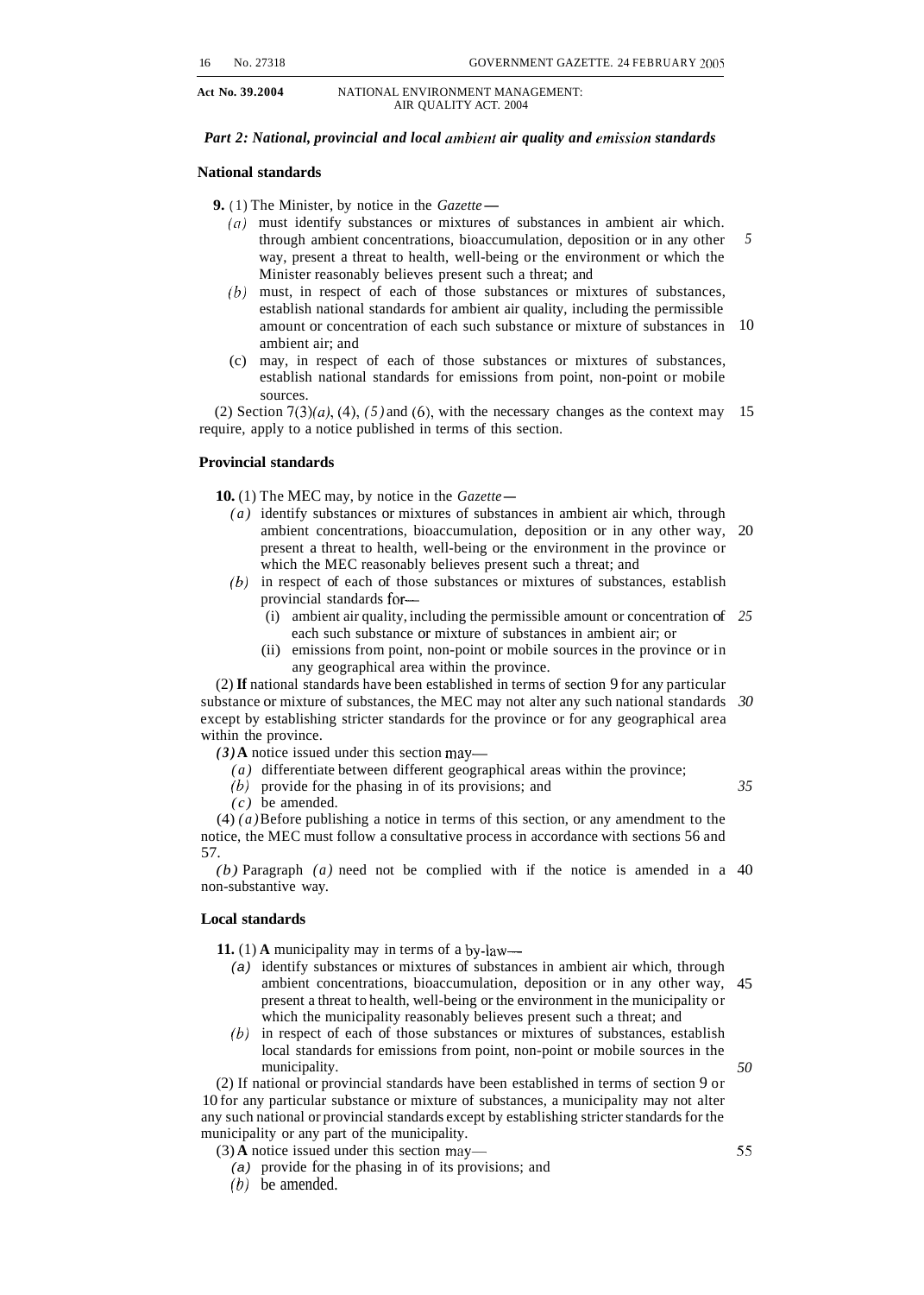*Part 2: National, provincial and local ambient air quality and emission standards*

**National standards**

**9.** (1) The Minister, by notice in the *Gazette*—

(*a*) must identify substances or mixtures of substances in ambient air which, through ambient concentrations, bioaccumulation, deposition or in any other way, present a threat to health, well-being or the environment or which the Minister reasonably believes present such a threat; and

(*b*) must, in respect of each of those substances or mixtures of substances, establish national standards for ambient air quality, including the permissible amount or concentration of each such substance or mixture of substances in ambient air; and

(c) may, in respect of each of those substances or mixtures of substances, establish national standards for emissions from point, non-point or mobile sources.

(2) Section 7(3)(*a*), (4), (5) and (6), with the necessary changes as the context may require, apply to a notice published in terms of this section.

**Provincial standards**

**10.** (1) The MEC may, by notice in the *Gazette*—

(*a*) identify substances or mixtures of substances in ambient air which, through ambient concentrations, bioaccumulation, deposition or in any other way, present a threat to health, well-being or the environment in the province or which the MEC reasonably believes present such a threat; and

(*b*) in respect of each of those substances or mixtures of substances, establish provincial standards for—

(i) ambient air quality, including the permissible amount or concentration of each such substance or mixture of substances in ambient air; or

(ii) emissions from point, non-point or mobile sources in the province or in any geographical area within the province.

(2) If national standards have been established in terms of section 9 for any particular substance or mixture of substances, the MEC may not alter any such national standards except by establishing stricter standards for the province or for any geographical area within the province.

(3) A notice issued under this section may—

(*a*) differentiate between different geographical areas within the province;

(*b*) provide for the phasing in of its provisions; and

(*c*) be amended.

(4) (*a*) Before publishing a notice in terms of this section, or any amendment to the notice, the MEC must follow a consultative process in accordance with sections 56 and 57.

(*b*) Paragraph (*a*) need not be complied with if the notice is amended in a non-substantive way.

**Local standards**

**11.** (1) A municipality may in terms of a by-law—

(*a*) identify substances or mixtures of substances in ambient air which, through ambient concentrations, bioaccumulation, deposition or in any other way, present a threat to health, well-being or the environment in the municipality or which the municipality reasonably believes present such a threat; and

(*b*) in respect of each of those substances or mixtures of substances, establish local standards for emissions from point, non-point or mobile sources in the municipality.

(2) If national or provincial standards have been established in terms of section 9 or 10 for any particular substance or mixture of substances, a municipality may not alter any such national or provincial standards except by establishing stricter standards for the municipality or any part of the municipality.

(3) A notice issued under this section may—

(*a*) provide for the phasing in of its provisions; and

(*b*) be amended.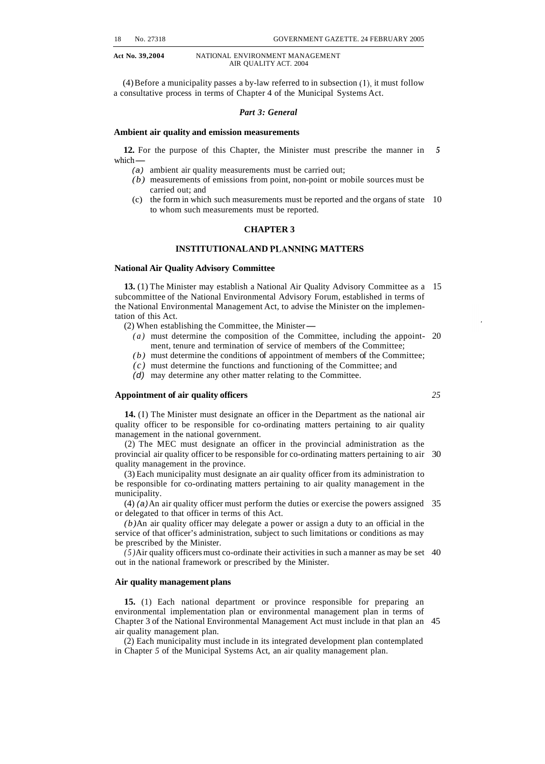(4) Before a municipality passes a by-law referred to in subsection (1), it must follow a consultative process in terms of Chapter 4 of the Municipal Systems Act.

### *Part 3: General*

**Ambient air quality and emission measurements**

**12.** For the purpose of this Chapter, the Minister must prescribe the manner in which—

*(a)* ambient air quality measurements must be carried out;

*(b)* measurements of emissions from point, non-point or mobile sources must be carried out; and

(c) the form in which such measurements must be reported and the organs of state to whom such measurements must be reported.

## CHAPTER 3

## INSTITUTIONAL AND PLANNING MATTERS

**National Air Quality Advisory Committee**

**13.** (1) The Minister may establish a National Air Quality Advisory Committee as a subcommittee of the National Environmental Advisory Forum, established in terms of the National Environmental Management Act, to advise the Minister on the implementation of this Act.

(2) When establishing the Committee, the Minister—

*(a)* must determine the composition of the Committee, including the appointment, tenure and termination of service of members of the Committee;

*(b)* must determine the conditions of appointment of members of the Committee;

*(c)* must determine the functions and functioning of the Committee; and

*(d)* may determine any other matter relating to the Committee.

**Appointment of air quality officers**

**14.** (1) The Minister must designate an officer in the Department as the national air quality officer to be responsible for co-ordinating matters pertaining to air quality management in the national government.

(2) The MEC must designate an officer in the provincial administration as the provincial air quality officer to be responsible for co-ordinating matters pertaining to air quality management in the province.

(3) Each municipality must designate an air quality officer from its administration to be responsible for co-ordinating matters pertaining to air quality management in the municipality.

(4) *(a)* An air quality officer must perform the duties or exercise the powers assigned or delegated to that officer in terms of this Act.

*(b)* An air quality officer may delegate a power or assign a duty to an official in the service of that officer's administration, subject to such limitations or conditions as may be prescribed by the Minister.

(5) Air quality officers must co-ordinate their activities in such a manner as may be set out in the national framework or prescribed by the Minister.

**Air quality management plans**

**15.** (1) Each national department or province responsible for preparing an environmental implementation plan or environmental management plan in terms of Chapter 3 of the National Environmental Management Act must include in that plan an air quality management plan.

(2) Each municipality must include in its integrated development plan contemplated in Chapter 5 of the Municipal Systems Act, an air quality management plan.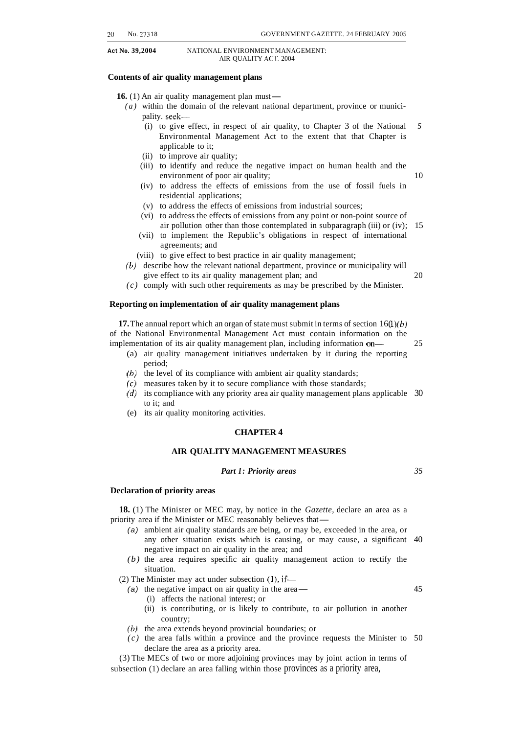**Contents of air quality management plans**

**16.** (1) An air quality management plan must—

*(a)* within the domain of the relevant national department, province or municipality, seek—

(i) to give effect, in respect of air quality, to Chapter 3 of the National Environmental Management Act to the extent that that Chapter is applicable to it;

(ii) to improve air quality;

(iii) to identify and reduce the negative impact on human health and the environment of poor air quality;

(iv) to address the effects of emissions from the use of fossil fuels in residential applications;

(v) to address the effects of emissions from industrial sources;

(vi) to address the effects of emissions from any point or non-point source of air pollution other than those contemplated in subparagraph (iii) or (iv);

(vii) to implement the Republic's obligations in respect of international agreements; and

(viii) to give effect to best practice in air quality management;

*(b)* describe how the relevant national department, province or municipality will give effect to its air quality management plan; and

*(c)* comply with such other requirements as may be prescribed by the Minister.

**Reporting on implementation of air quality management plans**

**17.** The annual report which an organ of state must submit in terms of section 16(1)*(b)* of the National Environmental Management Act must contain information on the implementation of its air quality management plan, including information on—

(a) air quality management initiatives undertaken by it during the reporting period;

*(b)* the level of its compliance with ambient air quality standards;

*(c)* measures taken by it to secure compliance with those standards;

*(d)* its compliance with any priority area air quality management plans applicable to it; and

(e) its air quality monitoring activities.

## CHAPTER 4

## AIR QUALITY MANAGEMENT MEASURES

### *Part 1: Priority areas*

**Declaration of priority areas**

**18.** (1) The Minister or MEC may, by notice in the *Gazette*, declare an area as a priority area if the Minister or MEC reasonably believes that—

*(a)* ambient air quality standards are being, or may be, exceeded in the area, or any other situation exists which is causing, or may cause, a significant negative impact on air quality in the area; and

*(b)* the area requires specific air quality management action to rectify the situation.

(2) The Minister may act under subsection (1), if—

*(a)* the negative impact on air quality in the area—

(i) affects the national interest; or

(ii) is contributing, or is likely to contribute, to air pollution in another country;

*(b)* the area extends beyond provincial boundaries; or

*(c)* the area falls within a province and the province requests the Minister to declare the area as a priority area.

(3) The MECs of two or more adjoining provinces may by joint action in terms of subsection (1) declare an area falling within those provinces as a priority area,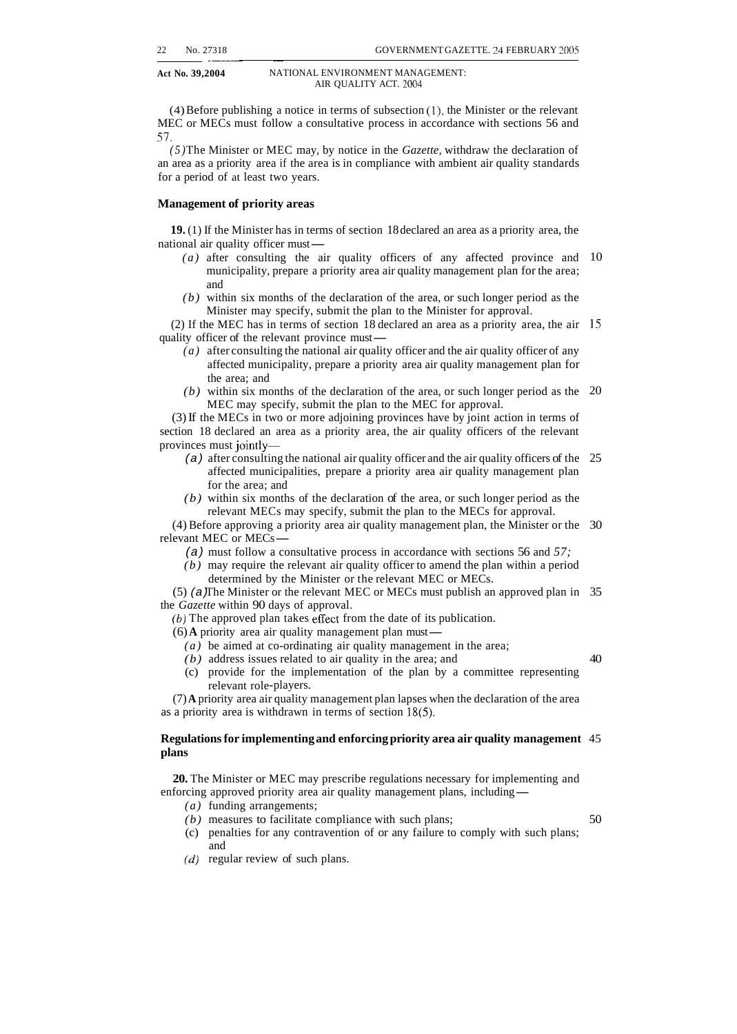(4) Before publishing a notice in terms of subsection (1), the Minister or the relevant MEC or MECs must follow a consultative process in accordance with sections 56 and 57.

*(5)* The Minister or MEC may, by notice in the *Gazette,* withdraw the declaration of an area as a priority area if the area is in compliance with ambient air quality standards for a period of at least two years.

**Management of priority areas**

**19.** (1) If the Minister has in terms of section 18 declared an area as a priority area, the national air quality officer must—

*(a)* after consulting the air quality officers of any affected province and municipality, prepare a priority area air quality management plan for the area; and

*(b)* within six months of the declaration of the area, or such longer period as the Minister may specify, submit the plan to the Minister for approval.

(2) If the MEC has in terms of section 18 declared an area as a priority area, the air quality officer of the relevant province must—

*(a)* after consulting the national air quality officer and the air quality officer of any affected municipality, prepare a priority area air quality management plan for the area; and

*(b)* within six months of the declaration of the area, or such longer period as the MEC may specify, submit the plan to the MEC for approval.

(3) If the MECs in two or more adjoining provinces have by joint action in terms of section 18 declared an area as a priority area, the air quality officers of the relevant provinces must jointly—

*(a)* after consulting the national air quality officer and the air quality officers of the affected municipalities, prepare a priority area air quality management plan for the area; and

*(b)* within six months of the declaration of the area, or such longer period as the relevant MECs may specify, submit the plan to the MECs for approval.

(4) Before approving a priority area air quality management plan, the Minister or the relevant MEC or MECs—

*(a)* must follow a consultative process in accordance with sections 56 and 57;

*(b)* may require the relevant air quality officer to amend the plan within a period determined by the Minister or the relevant MEC or MECs.

(5) *(a)* The Minister or the relevant MEC or MECs must publish an approved plan in the *Gazette* within 90 days of approval.

*(b)* The approved plan takes effect from the date of its publication.

(6) **A** priority area air quality management plan must—

*(a)* be aimed at co-ordinating air quality management in the area;

*(b)* address issues related to air quality in the area; and

(c) provide for the implementation of the plan by a committee representing relevant role-players.

(7) **A** priority area air quality management plan lapses when the declaration of the area as a priority area is withdrawn in terms of section 18(5).

**Regulations for implementing and enforcing priority area air quality management plans**

**20.** The Minister or MEC may prescribe regulations necessary for implementing and enforcing approved priority area air quality management plans, including—

*(a)* funding arrangements;

*(b)* measures to facilitate compliance with such plans;

(c) penalties for any contravention of or any failure to comply with such plans; and

*(d)* regular review of such plans.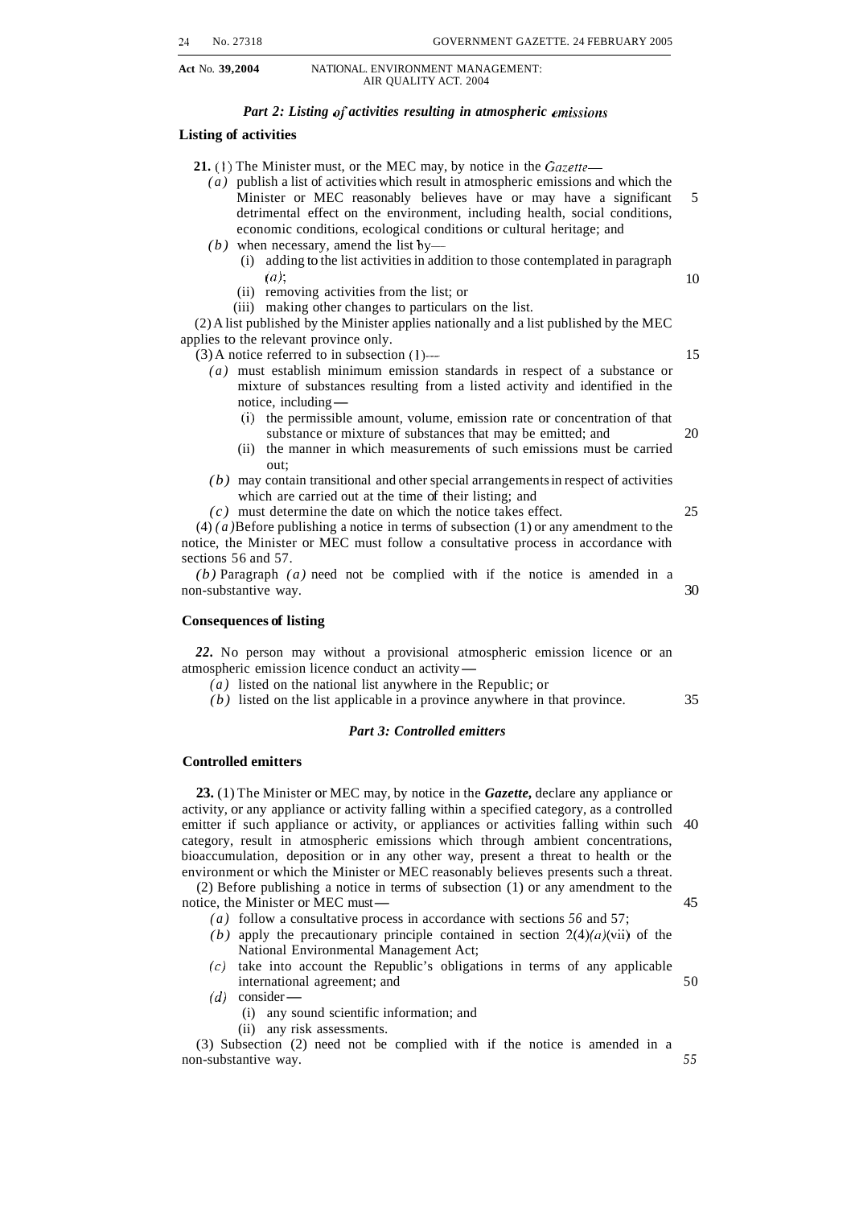### *Part 2: Listing of activities resulting in atmospheric emissions*

**Listing of activities**

**21.** (1) The Minister must, or the MEC may, by notice in the *Gazette*—

*(a)* publish a list of activities which result in atmospheric emissions and which the Minister or MEC reasonably believes have or may have a significant detrimental effect on the environment, including health, social conditions, economic conditions, ecological conditions or cultural heritage; and

*(b)* when necessary, amend the list by—

(i) adding to the list activities in addition to those contemplated in paragraph *(a)*;

(ii) removing activities from the list; or

(iii) making other changes to particulars on the list.

(2) A list published by the Minister applies nationally and a list published by the MEC applies to the relevant province only.

(3) A notice referred to in subsection (1)—

*(a)* must establish minimum emission standards in respect of a substance or mixture of substances resulting from a listed activity and identified in the notice, including—

(i) the permissible amount, volume, emission rate or concentration of that substance or mixture of substances that may be emitted; and

(ii) the manner in which measurements of such emissions must be carried out;

*(b)* may contain transitional and other special arrangements in respect of activities which are carried out at the time of their listing; and

*(c)* must determine the date on which the notice takes effect.

(4) *(a)* Before publishing a notice in terms of subsection (1) or any amendment to the notice, the Minister or MEC must follow a consultative process in accordance with sections 56 and 57.

*(b)* Paragraph *(a)* need not be complied with if the notice is amended in a non-substantive way.

**Consequences of listing**

***22.*** No person may without a provisional atmospheric emission licence or an atmospheric emission licence conduct an activity—

*(a)* listed on the national list anywhere in the Republic; or

*(b)* listed on the list applicable in a province anywhere in that province.

### *Part 3: Controlled emitters*

**Controlled emitters**

**23.** (1) The Minister or MEC may, by notice in the ***Gazette,*** declare any appliance or activity, or any appliance or activity falling within a specified category, as a controlled emitter if such appliance or activity, or appliances or activities falling within such category, result in atmospheric emissions which through ambient concentrations, bioaccumulation, deposition or in any other way, present a threat to health or the environment or which the Minister or MEC reasonably believes presents such a threat.

(2) Before publishing a notice in terms of subsection (1) or any amendment to the notice, the Minister or MEC must—

*(a)* follow a consultative process in accordance with sections *56* and 57;

*(b)* apply the precautionary principle contained in section 2(4)*(a)*(vii) of the National Environmental Management Act;

*(c)* take into account the Republic's obligations in terms of any applicable international agreement; and

*(d)* consider—

(i) any sound scientific information; and

(ii) any risk assessments.

(3) Subsection (2) need not be complied with if the notice is amended in a non-substantive way.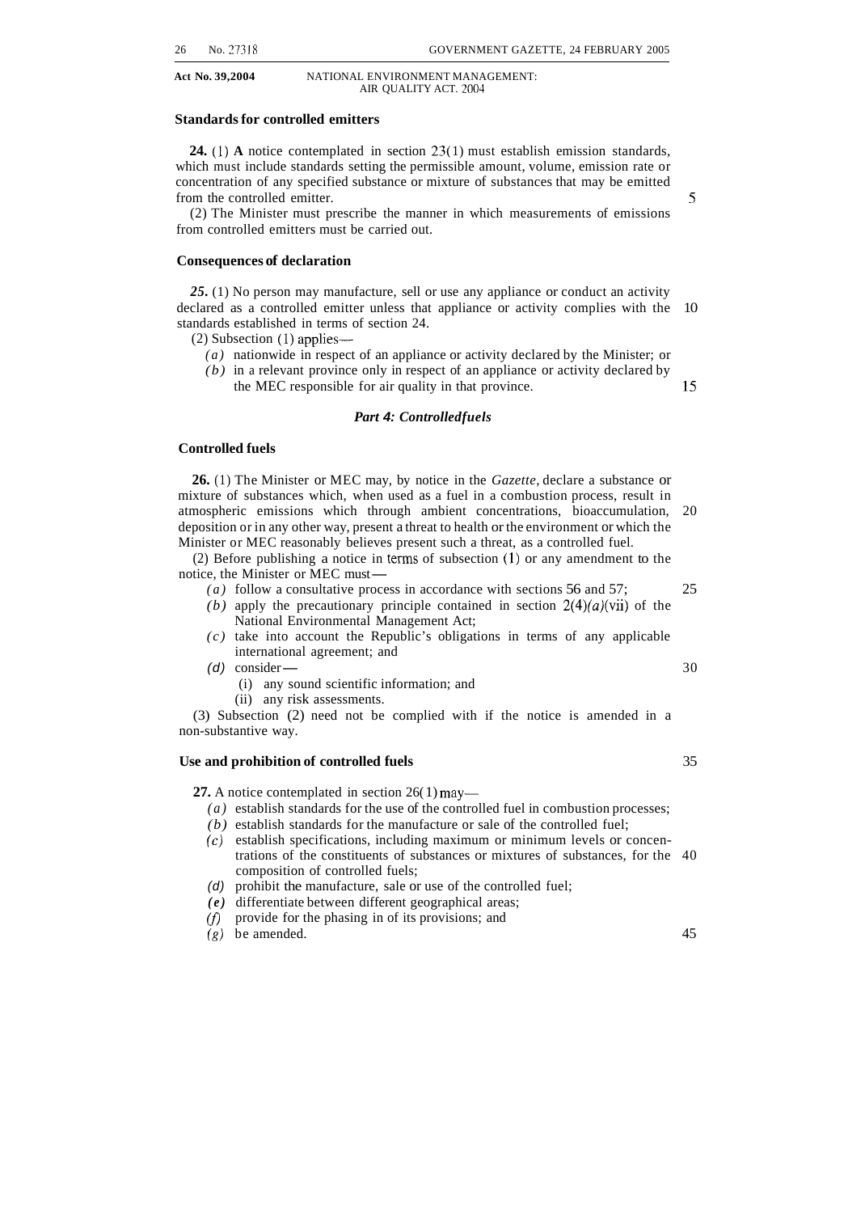### Standards for controlled emitters

**24.** (1) **A** notice contemplated in section 23(1) must establish emission standards, which must include standards setting the permissible amount, volume, emission rate or concentration of any specified substance or mixture of substances that may be emitted from the controlled emitter.

(2) The Minister must prescribe the manner in which measurements of emissions from controlled emitters must be carried out.

### Consequences of declaration

***25.*** (1) No person may manufacture, sell or use any appliance or conduct an activity declared as a controlled emitter unless that appliance or activity complies with the standards established in terms of section 24.

(2) Subsection (1) applies—

*(a)* nationwide in respect of an appliance or activity declared by the Minister; or

*(b)* in a relevant province only in respect of an appliance or activity declared by the MEC responsible for air quality in that province.

## *Part 4: Controlled fuels*

### Controlled fuels

**26.** (1) The Minister or MEC may, by notice in the *Gazette*, declare a substance or mixture of substances which, when used as a fuel in a combustion process, result in atmospheric emissions which through ambient concentrations, bioaccumulation, deposition or in any other way, present a threat to health or the environment or which the Minister or MEC reasonably believes present such a threat, as a controlled fuel.

(2) Before publishing a notice in terms of subsection (1) or any amendment to the notice, the Minister or MEC must—

*(a)* follow a consultative process in accordance with sections 56 and 57;

*(b)* apply the precautionary principle contained in section 2(4)*(a)*(vii) of the National Environmental Management Act;

*(c)* take into account the Republic's obligations in terms of any applicable international agreement; and

*(d)* consider—

(i) any sound scientific information; and

(ii) any risk assessments.

(3) Subsection (2) need not be complied with if the notice is amended in a non-substantive way.

### Use and prohibition of controlled fuels

**27.** A notice contemplated in section 26(1) may—

*(a)* establish standards for the use of the controlled fuel in combustion processes;

*(b)* establish standards for the manufacture or sale of the controlled fuel;

*(c)* establish specifications, including maximum or minimum levels or concentrations of the constituents of substances or mixtures of substances, for the composition of controlled fuels;

*(d)* prohibit the manufacture, sale or use of the controlled fuel;

*(e)* differentiate between different geographical areas;

*(f)* provide for the phasing in of its provisions; and

*(g)* be amended.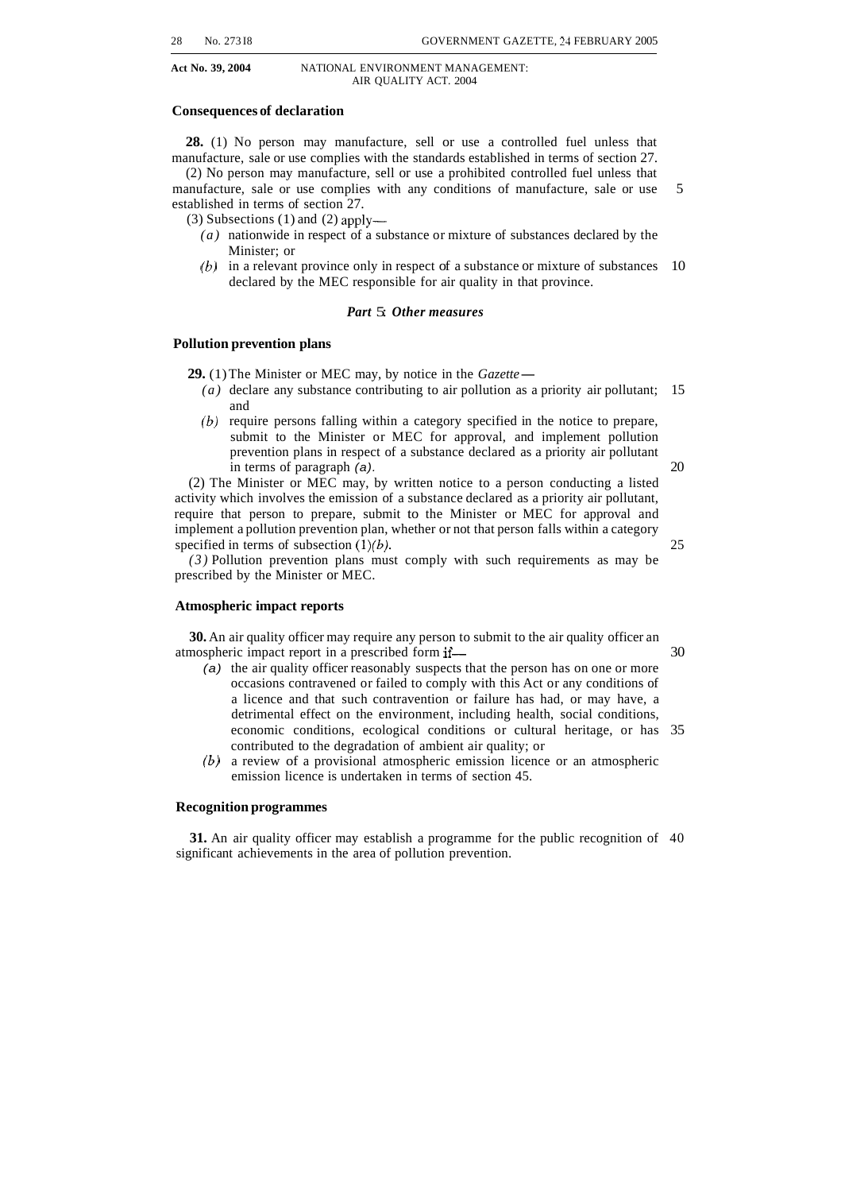**Consequences of declaration**

**28.** (1) No person may manufacture, sell or use a controlled fuel unless that manufacture, sale or use complies with the standards established in terms of section 27.

(2) No person may manufacture, sell or use a prohibited controlled fuel unless that manufacture, sale or use complies with any conditions of manufacture, sale or use established in terms of section 27.

(3) Subsections (1) and (2) apply—

*(a)* nationwide in respect of a substance or mixture of substances declared by the Minister; or

*(b)* in a relevant province only in respect of a substance or mixture of substances declared by the MEC responsible for air quality in that province.

### *Part 5: Other measures*

**Pollution prevention plans**

**29.** (1) The Minister or MEC may, by notice in the *Gazette*—

*(a)* declare any substance contributing to air pollution as a priority air pollutant; and

*(b)* require persons falling within a category specified in the notice to prepare, submit to the Minister or MEC for approval, and implement pollution prevention plans in respect of a substance declared as a priority air pollutant in terms of paragraph *(a)*.

(2) The Minister or MEC may, by written notice to a person conducting a listed activity which involves the emission of a substance declared as a priority air pollutant, require that person to prepare, submit to the Minister or MEC for approval and implement a pollution prevention plan, whether or not that person falls within a category specified in terms of subsection (1)*(b)*.

(3) Pollution prevention plans must comply with such requirements as may be prescribed by the Minister or MEC.

**Atmospheric impact reports**

**30.** An air quality officer may require any person to submit to the air quality officer an atmospheric impact report in a prescribed form if—

*(a)* the air quality officer reasonably suspects that the person has on one or more occasions contravened or failed to comply with this Act or any conditions of a licence and that such contravention or failure has had, or may have, a detrimental effect on the environment, including health, social conditions, economic conditions, ecological conditions or cultural heritage, or has contributed to the degradation of ambient air quality; or

*(b)* a review of a provisional atmospheric emission licence or an atmospheric emission licence is undertaken in terms of section 45.

**Recognition programmes**

**31.** An air quality officer may establish a programme for the public recognition of significant achievements in the area of pollution prevention.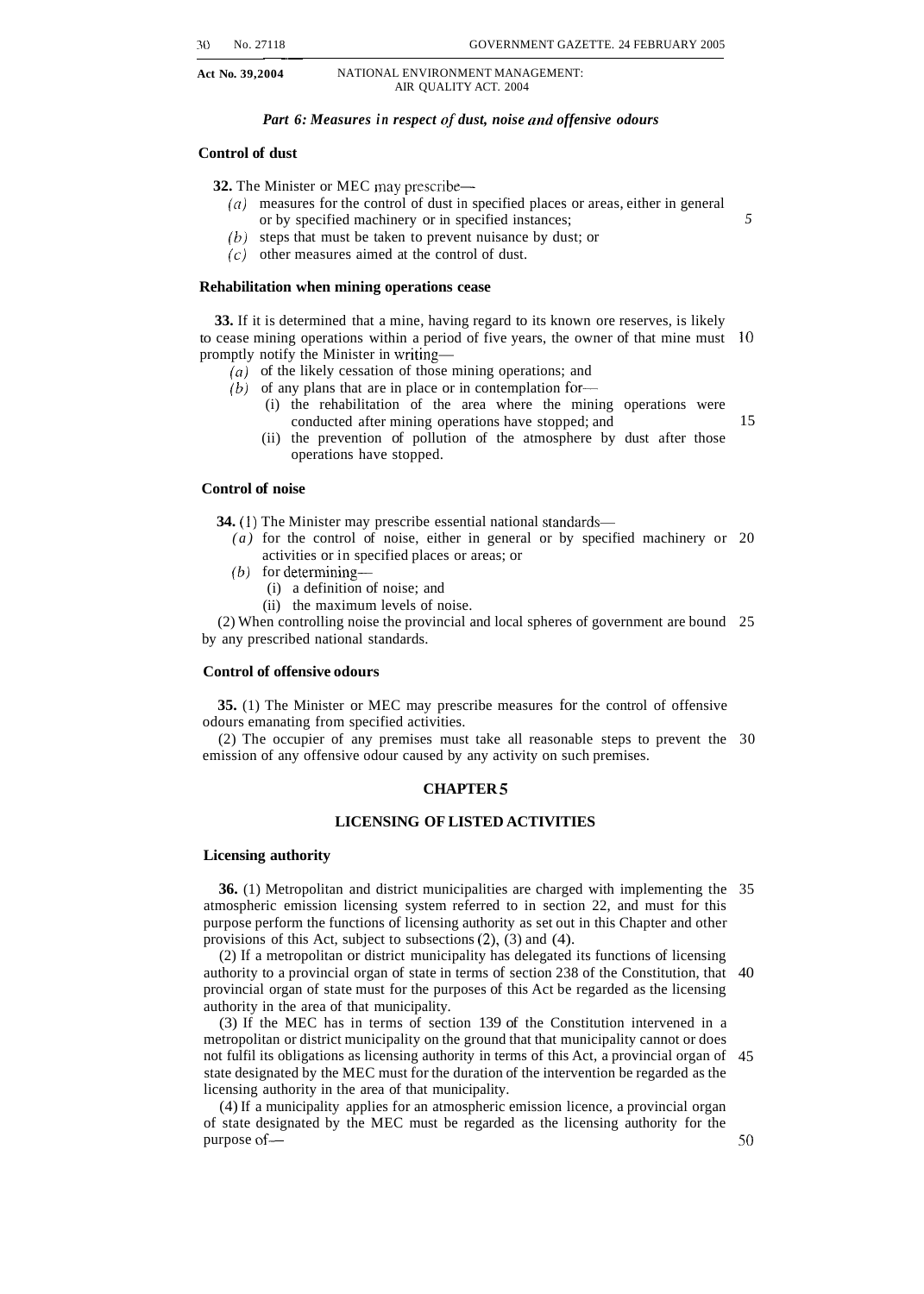### *Part 6: Measures in respect of dust, noise and offensive odours*

**Control of dust**

**32.** The Minister or MEC may prescribe—

(*a*) measures for the control of dust in specified places or areas, either in general or by specified machinery or in specified instances;

(*b*) steps that must be taken to prevent nuisance by dust; or

(*c*) other measures aimed at the control of dust.

**Rehabilitation when mining operations cease**

**33.** If it is determined that a mine, having regard to its known ore reserves, is likely to cease mining operations within a period of five years, the owner of that mine must promptly notify the Minister in writing—

(*a*) of the likely cessation of those mining operations; and

(*b*) of any plans that are in place or in contemplation for—

(i) the rehabilitation of the area where the mining operations were conducted after mining operations have stopped; and

(ii) the prevention of pollution of the atmosphere by dust after those operations have stopped.

**Control of noise**

**34.** (1) The Minister may prescribe essential national standards—

(*a*) for the control of noise, either in general or by specified machinery or activities or in specified places or areas; or

(*b*) for determining—

(i) a definition of noise; and

(ii) the maximum levels of noise.

(2) When controlling noise the provincial and local spheres of government are bound by any prescribed national standards.

**Control of offensive odours**

**35.** (1) The Minister or MEC may prescribe measures for the control of offensive odours emanating from specified activities.

(2) The occupier of any premises must take all reasonable steps to prevent the emission of any offensive odour caused by any activity on such premises.

## CHAPTER 5

## LICENSING OF LISTED ACTIVITIES

**Licensing authority**

**36.** (1) Metropolitan and district municipalities are charged with implementing the atmospheric emission licensing system referred to in section 22, and must for this purpose perform the functions of licensing authority as set out in this Chapter and other provisions of this Act, subject to subsections (2), (3) and (4).

(2) If a metropolitan or district municipality has delegated its functions of licensing authority to a provincial organ of state in terms of section 238 of the Constitution, that provincial organ of state must for the purposes of this Act be regarded as the licensing authority in the area of that municipality.

(3) If the MEC has in terms of section 139 of the Constitution intervened in a metropolitan or district municipality on the ground that that municipality cannot or does not fulfil its obligations as licensing authority in terms of this Act, a provincial organ of state designated by the MEC must for the duration of the intervention be regarded as the licensing authority in the area of that municipality.

(4) If a municipality applies for an atmospheric emission licence, a provincial organ of state designated by the MEC must be regarded as the licensing authority for the purpose of—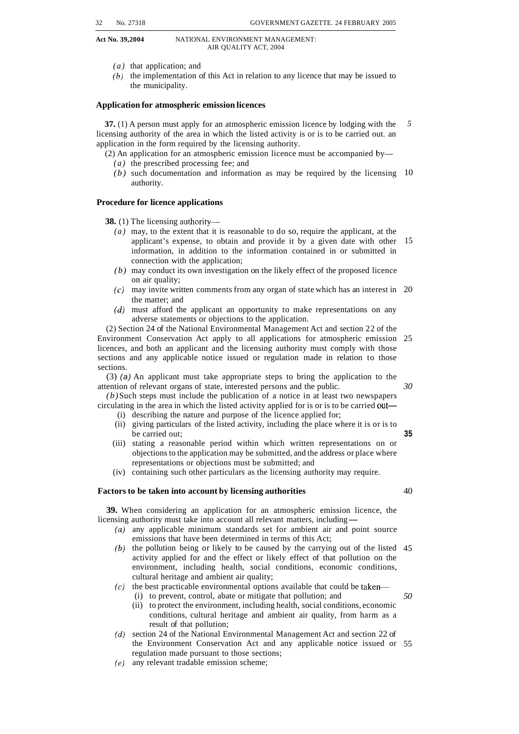(*a*) that application; and

(*b*) the implementation of this Act in relation to any licence that may be issued to the municipality.

### Application for atmospheric emission licences

**37.** (1) A person must apply for an atmospheric emission licence by lodging with the licensing authority of the area in which the listed activity is or is to be carried out. an application in the form required by the licensing authority.

(2) An application for an atmospheric emission licence must be accompanied by—

(*a*) the prescribed processing fee; and

(*b*) such documentation and information as may be required by the licensing authority.

### Procedure for licence applications

**38.** (1) The licensing authority—

(*a*) may, to the extent that it is reasonable to do so, require the applicant, at the applicant's expense, to obtain and provide it by a given date with other information, in addition to the information contained in or submitted in connection with the application;

(*b*) may conduct its own investigation on the likely effect of the proposed licence on air quality;

(*c*) may invite written comments from any organ of state which has an interest in the matter; and

(*d*) must afford the applicant an opportunity to make representations on any adverse statements or objections to the application.

(2) Section 24 of the National Environmental Management Act and section 22 of the Environment Conservation Act apply to all applications for atmospheric emission licences, and both an applicant and the licensing authority must comply with those sections and any applicable notice issued or regulation made in relation to those sections.

(3) (*a*) An applicant must take appropriate steps to bring the application to the attention of relevant organs of state, interested persons and the public.

(*b*) Such steps must include the publication of a notice in at least two newspapers circulating in the area in which the listed activity applied for is or is to be carried out—

(i) describing the nature and purpose of the licence applied for;

(ii) giving particulars of the listed activity, including the place where it is or is to be carried out;

(iii) stating a reasonable period within which written representations on or objections to the application may be submitted, and the address or place where representations or objections must be submitted; and

(iv) containing such other particulars as the licensing authority may require.

### Factors to be taken into account by licensing authorities

**39.** When considering an application for an atmospheric emission licence, the licensing authority must take into account all relevant matters, including—

(*a*) any applicable minimum standards set for ambient air and point source emissions that have been determined in terms of this Act;

(*b*) the pollution being or likely to be caused by the carrying out of the listed activity applied for and the effect or likely effect of that pollution on the environment, including health, social conditions, economic conditions, cultural heritage and ambient air quality;

(*c*) the best practicable environmental options available that could be taken—

(i) to prevent, control, abate or mitigate that pollution; and

(ii) to protect the environment, including health, social conditions, economic conditions, cultural heritage and ambient air quality, from harm as a result of that pollution;

(*d*) section 24 of the National Environmental Management Act and section 22 of the Environment Conservation Act and any applicable notice issued or regulation made pursuant to those sections;

(*e*) any relevant tradable emission scheme;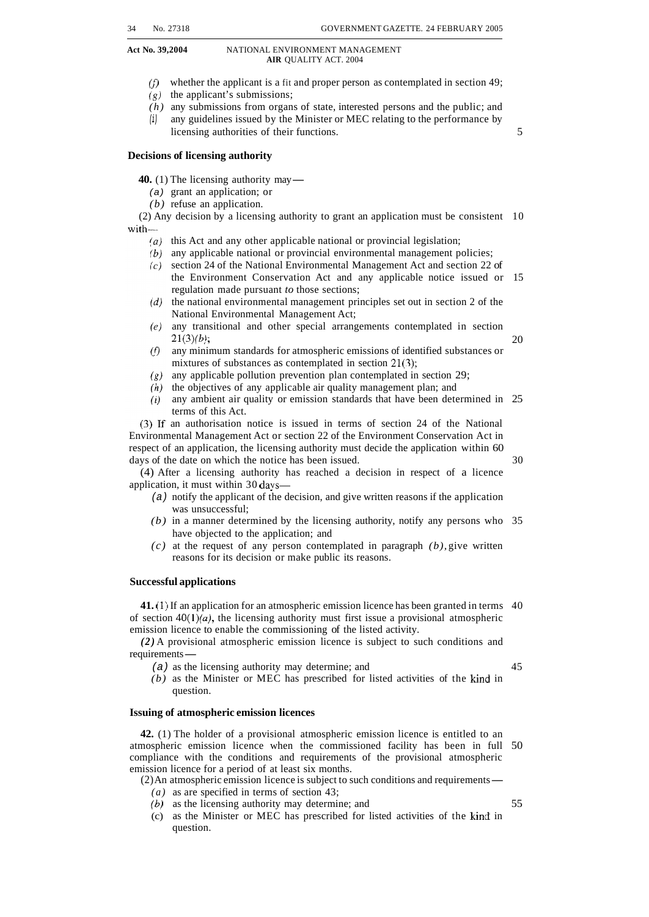- *(f)* whether the applicant is a fit and proper person as contemplated in section 49;
- *(g)* the applicant's submissions;
- *(h)* any submissions from organs of state, interested persons and the public; and
- *(i)* any guidelines issued by the Minister or MEC relating to the performance by licensing authorities of their functions.

### Decisions of licensing authority

**40.** (1) The licensing authority may—

- *(a)* grant an application; or
- *(b)* refuse an application.

(2) Any decision by a licensing authority to grant an application must be consistent with—

- *(a)* this Act and any other applicable national or provincial legislation;
- *(b)* any applicable national or provincial environmental management policies;
- *(c)* section 24 of the National Environmental Management Act and section 22 of the Environment Conservation Act and any applicable notice issued or regulation made pursuant *to* those sections;
- *(d)* the national environmental management principles set out in section 2 of the National Environmental Management Act;
- *(e)* any transitional and other special arrangements contemplated in section 21(3)*(b)*;
- *(f)* any minimum standards for atmospheric emissions of identified substances or mixtures of substances as contemplated in section 21(3);
- *(g)* any applicable pollution prevention plan contemplated in section 29;
- *(h)* the objectives of any applicable air quality management plan; and
- *(i)* any ambient air quality or emission standards that have been determined in terms of this Act.

(3) If an authorisation notice is issued in terms of section 24 of the National Environmental Management Act or section 22 of the Environment Conservation Act in respect of an application, the licensing authority must decide the application within 60 days of the date on which the notice has been issued.

(4) After a licensing authority has reached a decision in respect of a licence application, it must within 30 days—

- *(a)* notify the applicant of the decision, and give written reasons if the application was unsuccessful;
- *(b)* in a manner determined by the licensing authority, notify any persons who have objected to the application; and
- *(c)* at the request of any person contemplated in paragraph *(b)*, give written reasons for its decision or make public its reasons.

### Successful applications

**41.** (1) If an application for an atmospheric emission licence has been granted in terms of section 40(1)*(a)*, the licensing authority must first issue a provisional atmospheric emission licence to enable the commissioning of the listed activity.

*(2)* A provisional atmospheric emission licence is subject to such conditions and requirements—

- *(a)* as the licensing authority may determine; and
- *(b)* as the Minister or MEC has prescribed for listed activities of the kind in question.

### Issuing of atmospheric emission licences

**42.** (1) The holder of a provisional atmospheric emission licence is entitled to an atmospheric emission licence when the commissioned facility has been in full compliance with the conditions and requirements of the provisional atmospheric emission licence for a period of at least six months.

(2) An atmospheric emission licence is subject to such conditions and requirements—

- *(a)* as are specified in terms of section 43;
- *(b)* as the licensing authority may determine; and
- (c) as the Minister or MEC has prescribed for listed activities of the kind in question.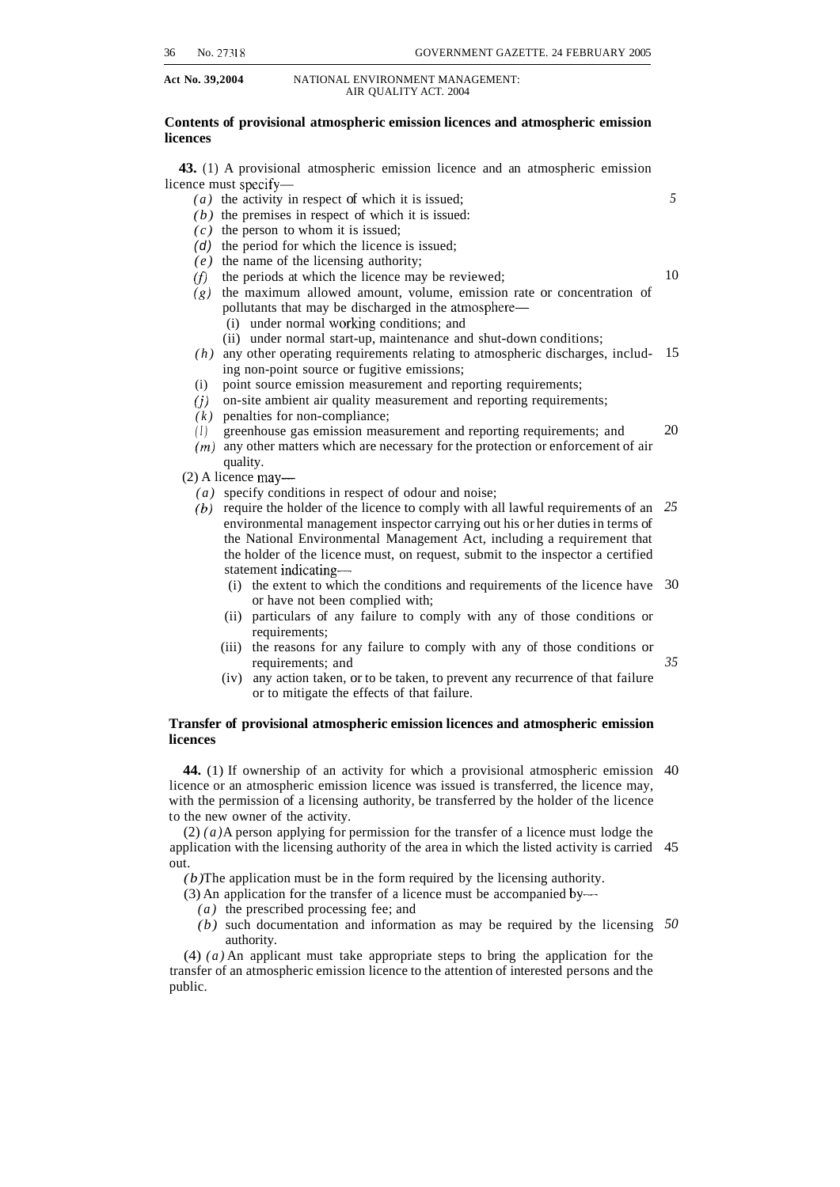**Contents of provisional atmospheric emission licences and atmospheric emission licences**

**43.** (1) A provisional atmospheric emission licence and an atmospheric emission licence must specify—

*(a)* the activity in respect of which it is issued;

*(b)* the premises in respect of which it is issued:

*(c)* the person to whom it is issued;

*(d)* the period for which the licence is issued;

*(e)* the name of the licensing authority;

*(f)* the periods at which the licence may be reviewed;

*(g)* the maximum allowed amount, volume, emission rate or concentration of pollutants that may be discharged in the atmosphere—

(i) under normal working conditions; and

(ii) under normal start-up, maintenance and shut-down conditions;

*(h)* any other operating requirements relating to atmospheric discharges, including non-point source or fugitive emissions;

(i) point source emission measurement and reporting requirements;

*(j)* on-site ambient air quality measurement and reporting requirements;

*(k)* penalties for non-compliance;

*(l)* greenhouse gas emission measurement and reporting requirements; and

*(m)* any other matters which are necessary for the protection or enforcement of air quality.

(2) A licence may—

*(a)* specify conditions in respect of odour and noise;

*(b)* require the holder of the licence to comply with all lawful requirements of an environmental management inspector carrying out his or her duties in terms of the National Environmental Management Act, including a requirement that the holder of the licence must, on request, submit to the inspector a certified statement indicating—

(i) the extent to which the conditions and requirements of the licence have or have not been complied with;

(ii) particulars of any failure to comply with any of those conditions or requirements;

(iii) the reasons for any failure to comply with any of those conditions or requirements; and

(iv) any action taken, or to be taken, to prevent any recurrence of that failure or to mitigate the effects of that failure.

**Transfer of provisional atmospheric emission licences and atmospheric emission licences**

**44.** (1) If ownership of an activity for which a provisional atmospheric emission licence or an atmospheric emission licence was issued is transferred, the licence may, with the permission of a licensing authority, be transferred by the holder of the licence to the new owner of the activity.

(2) *(a)* A person applying for permission for the transfer of a licence must lodge the application with the licensing authority of the area in which the listed activity is carried out.

*(b)* The application must be in the form required by the licensing authority.

(3) An application for the transfer of a licence must be accompanied by—

*(a)* the prescribed processing fee; and

*(b)* such documentation and information as may be required by the licensing authority.

(4) *(a)* An applicant must take appropriate steps to bring the application for the transfer of an atmospheric emission licence to the attention of interested persons and the public.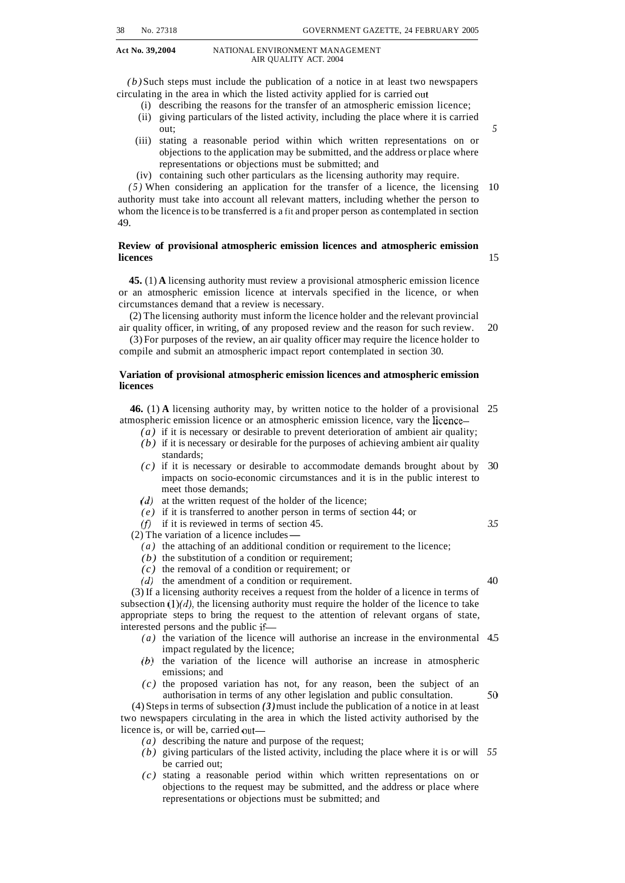*(b)* Such steps must include the publication of a notice in at least two newspapers circulating in the area in which the listed activity applied for is carried out

- (i) describing the reasons for the transfer of an atmospheric emission licence;
- (ii) giving particulars of the listed activity, including the place where it is carried out;
- (iii) stating a reasonable period within which written representations on or objections to the application may be submitted, and the address or place where representations or objections must be submitted; and
- (iv) containing such other particulars as the licensing authority may require.

*(5)* When considering an application for the transfer of a licence, the licensing authority must take into account all relevant matters, including whether the person to whom the licence is to be transferred is a fit and proper person as contemplated in section 49.

**Review of provisional atmospheric emission licences and atmospheric emission licences**

**45.** (1) **A** licensing authority must review a provisional atmospheric emission licence or an atmospheric emission licence at intervals specified in the licence, or when circumstances demand that a review is necessary.

(2) The licensing authority must inform the licence holder and the relevant provincial air quality officer, in writing, of any proposed review and the reason for such review.

(3) For purposes of the review, an air quality officer may require the licence holder to compile and submit an atmospheric impact report contemplated in section 30.

**Variation of provisional atmospheric emission licences and atmospheric emission licences**

**46.** (1) **A** licensing authority may, by written notice to the holder of a provisional atmospheric emission licence or an atmospheric emission licence, vary the licence—

- *(a)* if it is necessary or desirable to prevent deterioration of ambient air quality;
- *(b)* if it is necessary or desirable for the purposes of achieving ambient air quality standards;
- *(c)* if it is necessary or desirable to accommodate demands brought about by impacts on socio-economic circumstances and it is in the public interest to meet those demands;
- *(d)* at the written request of the holder of the licence;
- *(e)* if it is transferred to another person in terms of section 44; or
- *(f)* if it is reviewed in terms of section 45.

(2) The variation of a licence includes —

- *(a)* the attaching of an additional condition or requirement to the licence;
- *(b)* the substitution of a condition or requirement;
- *(c)* the removal of a condition or requirement; or
- *(d)* the amendment of a condition or requirement.

(3) If a licensing authority receives a request from the holder of a licence in terms of subsection (1)*(d)*, the licensing authority must require the holder of the licence to take appropriate steps to bring the request to the attention of relevant organs of state, interested persons and the public if—

- *(a)* the variation of the licence will authorise an increase in the environmental impact regulated by the licence;
- *(b)* the variation of the licence will authorise an increase in atmospheric emissions; and
- *(c)* the proposed variation has not, for any reason, been the subject of an authorisation in terms of any other legislation and public consultation.

(4) Steps in terms of subsection *(3)* must include the publication of a notice in at least two newspapers circulating in the area in which the listed activity authorised by the licence is, or will be, carried out—

- *(a)* describing the nature and purpose of the request;
- *(b)* giving particulars of the listed activity, including the place where it is or will be carried out;
- *(c)* stating a reasonable period within which written representations on or objections to the request may be submitted, and the address or place where representations or objections must be submitted; and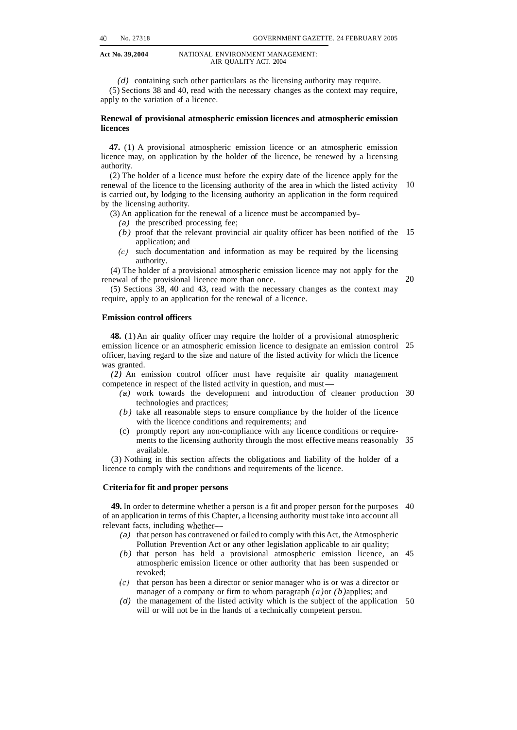(*d*) containing such other particulars as the licensing authority may require.

(5) Sections 38 and 40, read with the necessary changes as the context may require, apply to the variation of a licence.

### Renewal of provisional atmospheric emission licences and atmospheric emission licences

**47.** (1) A provisional atmospheric emission licence or an atmospheric emission licence may, on application by the holder of the licence, be renewed by a licensing authority.

(2) The holder of a licence must before the expiry date of the licence apply for the renewal of the licence to the licensing authority of the area in which the listed activity is carried out, by lodging to the licensing authority an application in the form required by the licensing authority.

(3) An application for the renewal of a licence must be accompanied by–

- (*a*) the prescribed processing fee;
- (*b*) proof that the relevant provincial air quality officer has been notified of the application; and
- (*c*) such documentation and information as may be required by the licensing authority.

(4) The holder of a provisional atmospheric emission licence may not apply for the renewal of the provisional licence more than once.

(5) Sections 38, 40 and 43, read with the necessary changes as the context may require, apply to an application for the renewal of a licence.

### Emission control officers

**48.** (1) An air quality officer may require the holder of a provisional atmospheric emission licence or an atmospheric emission licence to designate an emission control officer, having regard to the size and nature of the listed activity for which the licence was granted.

(2) An emission control officer must have requisite air quality management competence in respect of the listed activity in question, and must—

- (*a*) work towards the development and introduction of cleaner production technologies and practices;
- (*b*) take all reasonable steps to ensure compliance by the holder of the licence with the licence conditions and requirements; and
- (c) promptly report any non-compliance with any licence conditions or requirements to the licensing authority through the most effective means reasonably available.

(3) Nothing in this section affects the obligations and liability of the holder of a licence to comply with the conditions and requirements of the licence.

### Criteria for fit and proper persons

**49.** In order to determine whether a person is a fit and proper person for the purposes of an application in terms of this Chapter, a licensing authority must take into account all relevant facts, including whether—

- (*a*) that person has contravened or failed to comply with this Act, the Atmospheric Pollution Prevention Act or any other legislation applicable to air quality;
- (*b*) that person has held a provisional atmospheric emission licence, an atmospheric emission licence or other authority that has been suspended or revoked;
- (*c*) that person has been a director or senior manager who is or was a director or manager of a company or firm to whom paragraph (*a*) or (*b*) applies; and
- (*d*) the management of the listed activity which is the subject of the application will or will not be in the hands of a technically competent person.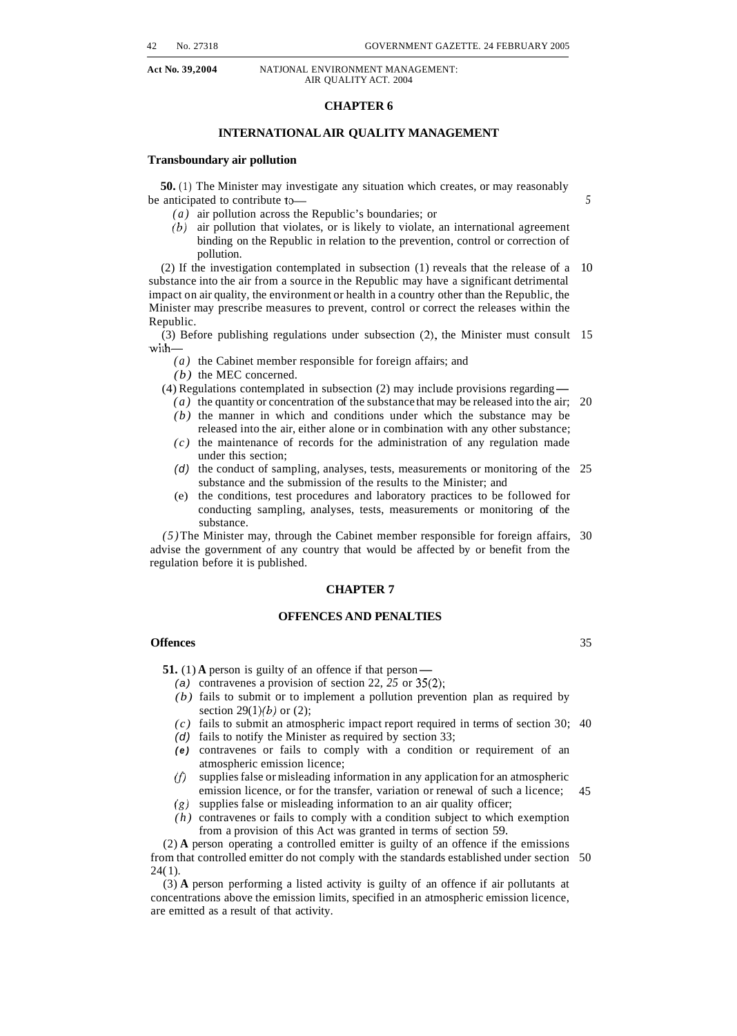## CHAPTER 6

## INTERNATIONAL AIR QUALITY MANAGEMENT

### Transboundary air pollution

**50.** (1) The Minister may investigate any situation which creates, or may reasonably be anticipated to contribute to—

*(a)* air pollution across the Republic's boundaries; or

*(b)* air pollution that violates, or is likely to violate, an international agreement binding on the Republic in relation to the prevention, control or correction of pollution.

(2) If the investigation contemplated in subsection (1) reveals that the release of a substance into the air from a source in the Republic may have a significant detrimental impact on air quality, the environment or health in a country other than the Republic, the Minister may prescribe measures to prevent, control or correct the releases within the Republic.

(3) Before publishing regulations under subsection (2), the Minister must consult with—

*(a)* the Cabinet member responsible for foreign affairs; and

*(b)* the MEC concerned.

(4) Regulations contemplated in subsection (2) may include provisions regarding—

*(a)* the quantity or concentration of the substance that may be released into the air;

*(b)* the manner in which and conditions under which the substance may be released into the air, either alone or in combination with any other substance;

*(c)* the maintenance of records for the administration of any regulation made under this section;

*(d)* the conduct of sampling, analyses, tests, measurements or monitoring of the substance and the submission of the results to the Minister; and

(e) the conditions, test procedures and laboratory practices to be followed for conducting sampling, analyses, tests, measurements or monitoring of the substance.

*(5)* The Minister may, through the Cabinet member responsible for foreign affairs, advise the government of any country that would be affected by or benefit from the regulation before it is published.

## CHAPTER 7

## OFFENCES AND PENALTIES

### Offences

**51.** (1) **A** person is guilty of an offence if that person—

*(a)* contravenes a provision of section 22, *25* or 35(2);

*(b)* fails to submit or to implement a pollution prevention plan as required by section 29(1)*(b)* or (2);

*(c)* fails to submit an atmospheric impact report required in terms of section 30;

*(d)* fails to notify the Minister as required by section 33;

*(e)* contravenes or fails to comply with a condition or requirement of an atmospheric emission licence;

*(f)* supplies false or misleading information in any application for an atmospheric emission licence, or for the transfer, variation or renewal of such a licence;

*(g)* supplies false or misleading information to an air quality officer;

*(h)* contravenes or fails to comply with a condition subject to which exemption from a provision of this Act was granted in terms of section 59.

(2) **A** person operating a controlled emitter is guilty of an offence if the emissions from that controlled emitter do not comply with the standards established under section 24(1).

(3) **A** person performing a listed activity is guilty of an offence if air pollutants at concentrations above the emission limits, specified in an atmospheric emission licence, are emitted as a result of that activity.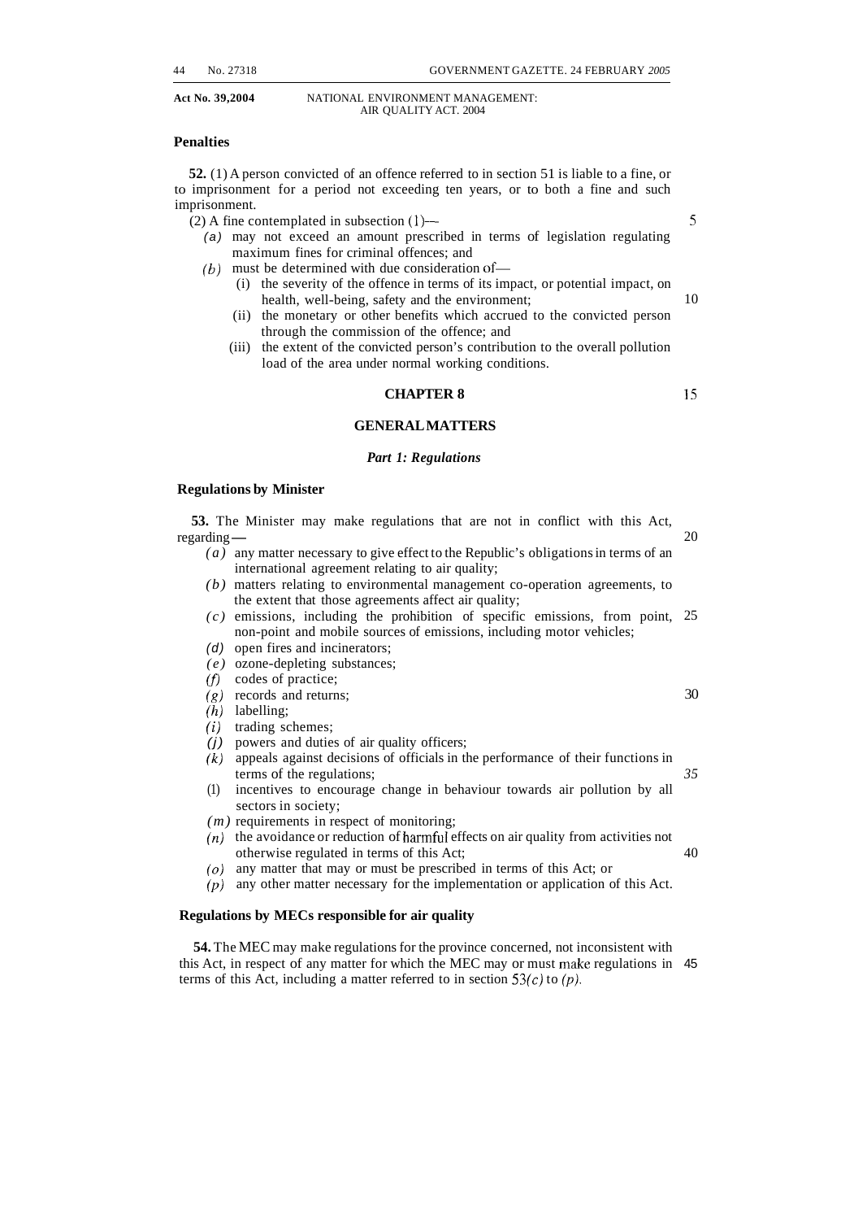**Penalties**

**52.** (1) A person convicted of an offence referred to in section 51 is liable to a fine, or to imprisonment for a period not exceeding ten years, or to both a fine and such imprisonment.

(2) A fine contemplated in subsection (1)—

*(a)* may not exceed an amount prescribed in terms of legislation regulating maximum fines for criminal offences; and

*(b)* must be determined with due consideration of—

(i) the severity of the offence in terms of its impact, or potential impact, on health, well-being, safety and the environment;

(ii) the monetary or other benefits which accrued to the convicted person through the commission of the offence; and

(iii) the extent of the convicted person's contribution to the overall pollution load of the area under normal working conditions.

## CHAPTER 8

## GENERAL MATTERS

### *Part 1: Regulations*

**Regulations by Minister**

**53.** The Minister may make regulations that are not in conflict with this Act, regarding—

*(a)* any matter necessary to give effect to the Republic's obligations in terms of an international agreement relating to air quality;

*(b)* matters relating to environmental management co-operation agreements, to the extent that those agreements affect air quality;

*(c)* emissions, including the prohibition of specific emissions, from point, non-point and mobile sources of emissions, including motor vehicles;

*(d)* open fires and incinerators;

*(e)* ozone-depleting substances;

*(f)* codes of practice;

*(g)* records and returns;

*(h)* labelling;

*(i)* trading schemes;

*(j)* powers and duties of air quality officers;

*(k)* appeals against decisions of officials in the performance of their functions in terms of the regulations;

*(l)* incentives to encourage change in behaviour towards air pollution by all sectors in society;

*(m)* requirements in respect of monitoring;

*(n)* the avoidance or reduction of harmful effects on air quality from activities not otherwise regulated in terms of this Act;

*(o)* any matter that may or must be prescribed in terms of this Act; or

*(p)* any other matter necessary for the implementation or application of this Act.

**Regulations by MECs responsible for air quality**

**54.** The MEC may make regulations for the province concerned, not inconsistent with this Act, in respect of any matter for which the MEC may or must make regulations in terms of this Act, including a matter referred to in section 53*(c)* to *(p)*.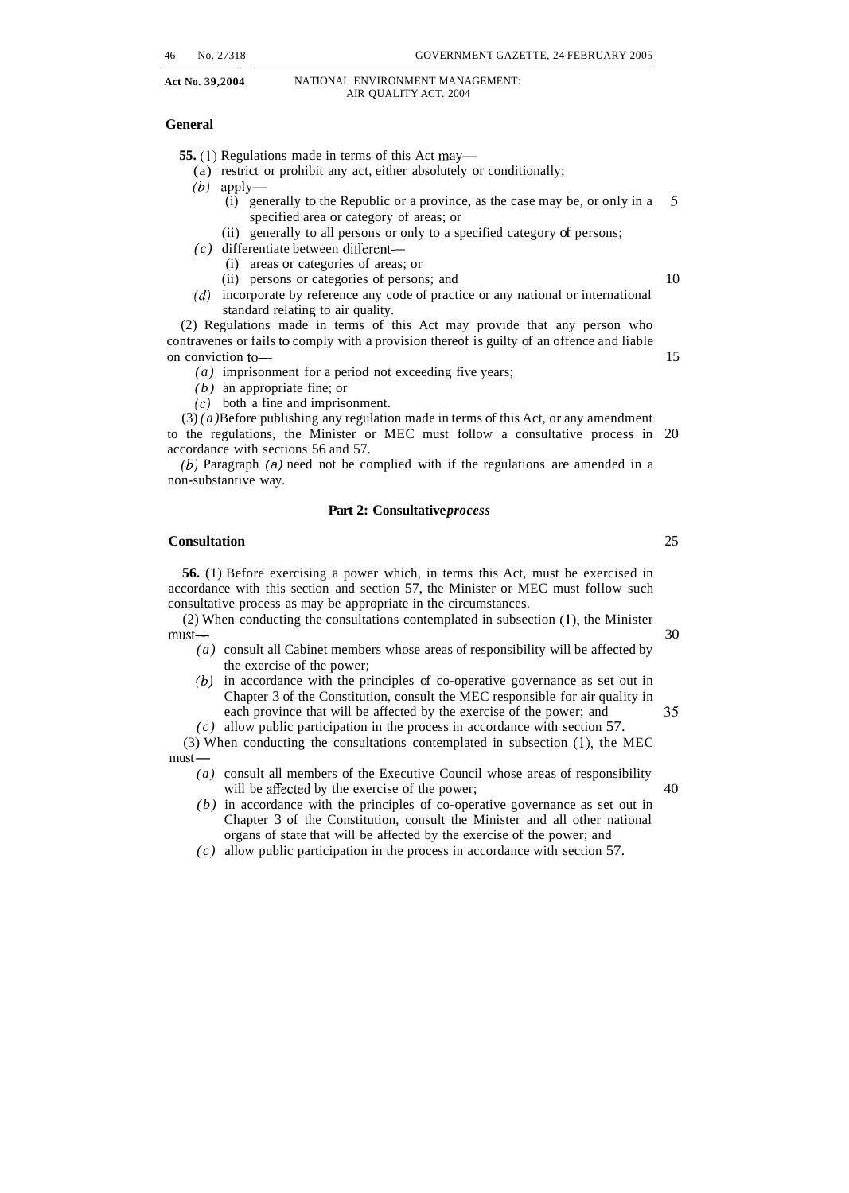**General**

**55.** (1) Regulations made in terms of this Act may—

(a) restrict or prohibit any act, either absolutely or conditionally;

*(b)* apply—

(i) generally to the Republic or a province, as the case may be, or only in a specified area or category of areas; or

(ii) generally to all persons or only to a specified category of persons;

*(c)* differentiate between different—

(i) areas or categories of areas; or

(ii) persons or categories of persons; and

*(d)* incorporate by reference any code of practice or any national or international standard relating to air quality.

(2) Regulations made in terms of this Act may provide that any person who contravenes or fails to comply with a provision thereof is guilty of an offence and liable on conviction to—

*(a)* imprisonment for a period not exceeding five years;

*(b)* an appropriate fine; or

*(c)* both a fine and imprisonment.

(3) *(a)* Before publishing any regulation made in terms of this Act, or any amendment to the regulations, the Minister or MEC must follow a consultative process in accordance with sections 56 and 57.

*(b)* Paragraph *(a)* need not be complied with if the regulations are amended in a non-substantive way.

## Part 2: Consultative *process*

**Consultation**

**56.** (1) Before exercising a power which, in terms this Act, must be exercised in accordance with this section and section 57, the Minister or MEC must follow such consultative process as may be appropriate in the circumstances.

(2) When conducting the consultations contemplated in subsection (1), the Minister must—

*(a)* consult all Cabinet members whose areas of responsibility will be affected by the exercise of the power;

*(b)* in accordance with the principles of co-operative governance as set out in Chapter 3 of the Constitution, consult the MEC responsible for air quality in each province that will be affected by the exercise of the power; and

*(c)* allow public participation in the process in accordance with section 57.

(3) When conducting the consultations contemplated in subsection (1), the MEC must—

*(a)* consult all members of the Executive Council whose areas of responsibility will be affected by the exercise of the power;

*(b)* in accordance with the principles of co-operative governance as set out in Chapter 3 of the Constitution, consult the Minister and all other national organs of state that will be affected by the exercise of the power; and

*(c)* allow public participation in the process in accordance with section 57.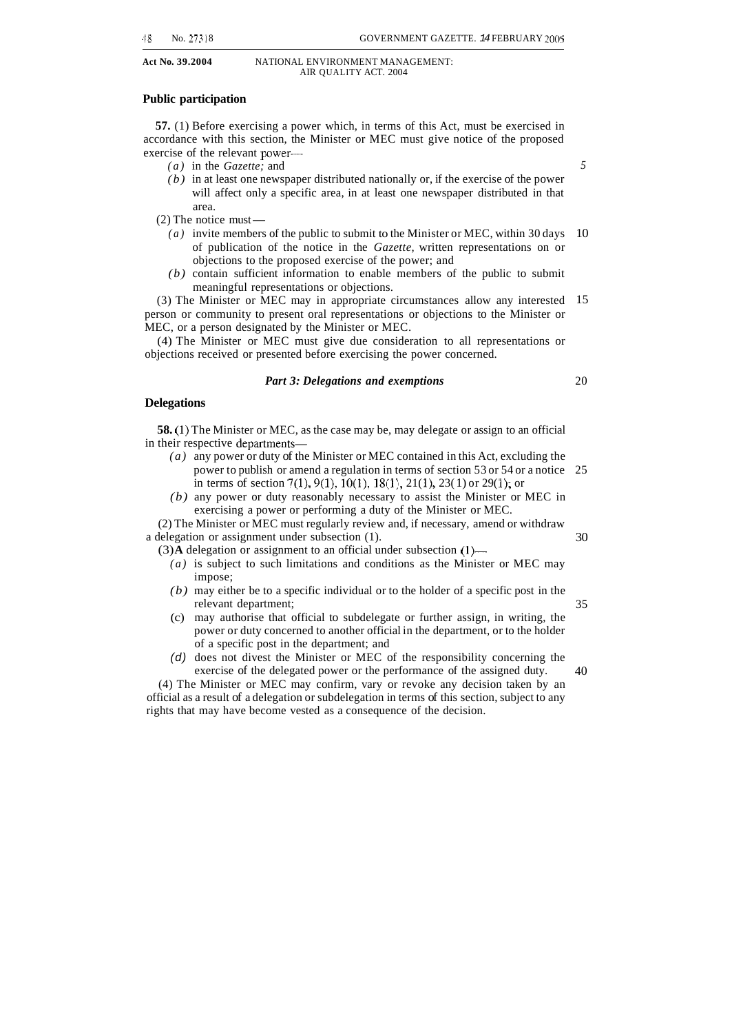## Public participation

**57.** (1) Before exercising a power which, in terms of this Act, must be exercised in accordance with this section, the Minister or MEC must give notice of the proposed exercise of the relevant power—

*(a)* in the *Gazette;* and

*(b)* in at least one newspaper distributed nationally or, if the exercise of the power will affect only a specific area, in at least one newspaper distributed in that area.

(2) The notice must—

*(a)* invite members of the public to submit to the Minister or MEC, within 30 days of publication of the notice in the *Gazette,* written representations on or objections to the proposed exercise of the power; and

*(b)* contain sufficient information to enable members of the public to submit meaningful representations or objections.

(3) The Minister or MEC may in appropriate circumstances allow any interested person or community to present oral representations or objections to the Minister or MEC, or a person designated by the Minister or MEC.

(4) The Minister or MEC must give due consideration to all representations or objections received or presented before exercising the power concerned.

### *Part 3: Delegations and exemptions*

## Delegations

**58.** (1) The Minister or MEC, as the case may be, may delegate or assign to an official in their respective departments—

*(a)* any power or duty of the Minister or MEC contained in this Act, excluding the power to publish or amend a regulation in terms of section 53 or 54 or a notice in terms of section 7(1), 9(1), 10(1), 18(1), 21(1), 23(1) or 29(1); or

*(b)* any power or duty reasonably necessary to assist the Minister or MEC in exercising a power or performing a duty of the Minister or MEC.

(2) The Minister or MEC must regularly review and, if necessary, amend or withdraw a delegation or assignment under subsection (1).

(3) A delegation or assignment to an official under subsection (1)—

*(a)* is subject to such limitations and conditions as the Minister or MEC may impose;

*(b)* may either be to a specific individual or to the holder of a specific post in the relevant department;

(c) may authorise that official to subdelegate or further assign, in writing, the power or duty concerned to another official in the department, or to the holder of a specific post in the department; and

*(d)* does not divest the Minister or MEC of the responsibility concerning the exercise of the delegated power or the performance of the assigned duty.

(4) The Minister or MEC may confirm, vary or revoke any decision taken by an official as a result of a delegation or subdelegation in terms of this section, subject to any rights that may have become vested as a consequence of the decision.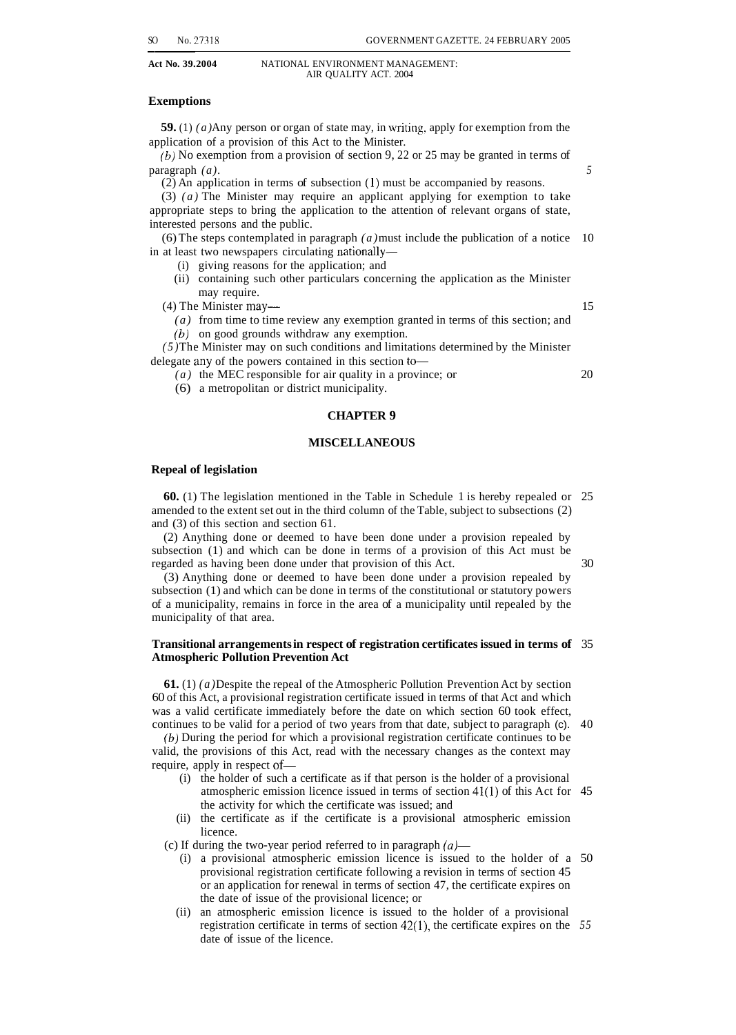**Exemptions**

**59.** (1) *(a)* Any person or organ of state may, in writing, apply for exemption from the application of a provision of this Act to the Minister.

*(b)* No exemption from a provision of section 9, 22 or 25 may be granted in terms of paragraph *(a)*.

(2) An application in terms of subsection (1) must be accompanied by reasons.

(3) *(a)* The Minister may require an applicant applying for exemption to take appropriate steps to bring the application to the attention of relevant organs of state, interested persons and the public.

(6) The steps contemplated in paragraph *(a)* must include the publication of a notice in at least two newspapers circulating nationally—

- (i) giving reasons for the application; and
- (ii) containing such other particulars concerning the application as the Minister may require.

(4) The Minister may—

- *(a)* from time to time review any exemption granted in terms of this section; and
- *(b)* on good grounds withdraw any exemption.

*(5)* The Minister may on such conditions and limitations determined by the Minister delegate any of the powers contained in this section to—

- *(a)* the MEC responsible for air quality in a province; or
- (6) a metropolitan or district municipality.

## CHAPTER 9

## MISCELLANEOUS

**Repeal of legislation**

**60.** (1) The legislation mentioned in the Table in Schedule 1 is hereby repealed or amended to the extent set out in the third column of the Table, subject to subsections (2) and (3) of this section and section 61.

(2) Anything done or deemed to have been done under a provision repealed by subsection (1) and which can be done in terms of a provision of this Act must be regarded as having been done under that provision of this Act.

(3) Anything done or deemed to have been done under a provision repealed by subsection (1) and which can be done in terms of the constitutional or statutory powers of a municipality, remains in force in the area of a municipality until repealed by the municipality of that area.

**Transitional arrangements in respect of registration certificates issued in terms of Atmospheric Pollution Prevention Act**

**61.** (1) *(a)* Despite the repeal of the Atmospheric Pollution Prevention Act by section 60 of this Act, a provisional registration certificate issued in terms of that Act and which was a valid certificate immediately before the date on which section 60 took effect, continues to be valid for a period of two years from that date, subject to paragraph (c).

*(b)* During the period for which a provisional registration certificate continues to be valid, the provisions of this Act, read with the necessary changes as the context may require, apply in respect of—

- (i) the holder of such a certificate as if that person is the holder of a provisional atmospheric emission licence issued in terms of section 41(1) of this Act for the activity for which the certificate was issued; and
- (ii) the certificate as if the certificate is a provisional atmospheric emission licence.

(c) If during the two-year period referred to in paragraph *(a)*—

- (i) a provisional atmospheric emission licence is issued to the holder of a provisional registration certificate following a revision in terms of section 45 or an application for renewal in terms of section 47, the certificate expires on the date of issue of the provisional licence; or
- (ii) an atmospheric emission licence is issued to the holder of a provisional registration certificate in terms of section 42(1), the certificate expires on the date of issue of the licence.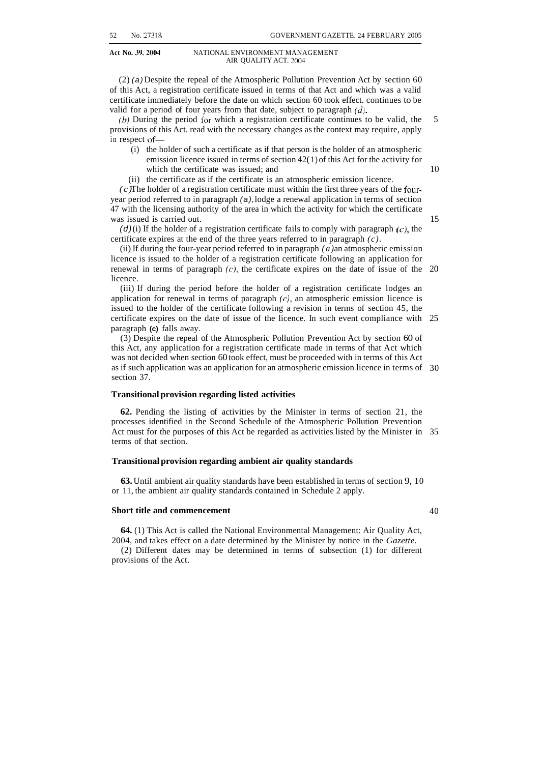(2) *(a)* Despite the repeal of the Atmospheric Pollution Prevention Act by section 60 of this Act, a registration certificate issued in terms of that Act and which was a valid certificate immediately before the date on which section 60 took effect. continues to be valid for a period of four years from that date, subject to paragraph *(d)*.

*(b)* During the period for which a registration certificate continues to be valid, the provisions of this Act. read with the necessary changes as the context may require, apply in respect of—

(i) the holder of such a certificate as if that person is the holder of an atmospheric emission licence issued in terms of section 42(1) of this Act for the activity for which the certificate was issued; and

(ii) the certificate as if the certificate is an atmospheric emission licence.

*(c)* The holder of a registration certificate must within the first three years of the four-year period referred to in paragraph *(a)*, lodge a renewal application in terms of section 47 with the licensing authority of the area in which the activity for which the certificate was issued is carried out.

*(d)* (i) If the holder of a registration certificate fails to comply with paragraph *(c)*, the certificate expires at the end of the three years referred to in paragraph *(c)*.

(ii) If during the four-year period referred to in paragraph *(a)* an atmospheric emission licence is issued to the holder of a registration certificate following an application for renewal in terms of paragraph *(c)*, the certificate expires on the date of issue of the licence.

(iii) If during the period before the holder of a registration certificate lodges an application for renewal in terms of paragraph *(c)*, an atmospheric emission licence is issued to the holder of the certificate following a revision in terms of section 45, the certificate expires on the date of issue of the licence. In such event compliance with paragraph **(c)** falls away.

(3) Despite the repeal of the Atmospheric Pollution Prevention Act by section 60 of this Act, any application for a registration certificate made in terms of that Act which was not decided when section 60 took effect, must be proceeded with in terms of this Act as if such application was an application for an atmospheric emission licence in terms of section 37.

**Transitional provision regarding listed activities**

**62.** Pending the listing of activities by the Minister in terms of section 21, the processes identified in the Second Schedule of the Atmospheric Pollution Prevention Act must for the purposes of this Act be regarded as activities listed by the Minister in terms of that section.

**Transitional provision regarding ambient air quality standards**

**63.** Until ambient air quality standards have been established in terms of section 9, 10 or 11, the ambient air quality standards contained in Schedule 2 apply.

**Short title and commencement**

**64.** (1) This Act is called the National Environmental Management: Air Quality Act, 2004, and takes effect on a date determined by the Minister by notice in the *Gazette*.

(2) Different dates may be determined in terms of subsection (1) for different provisions of the Act.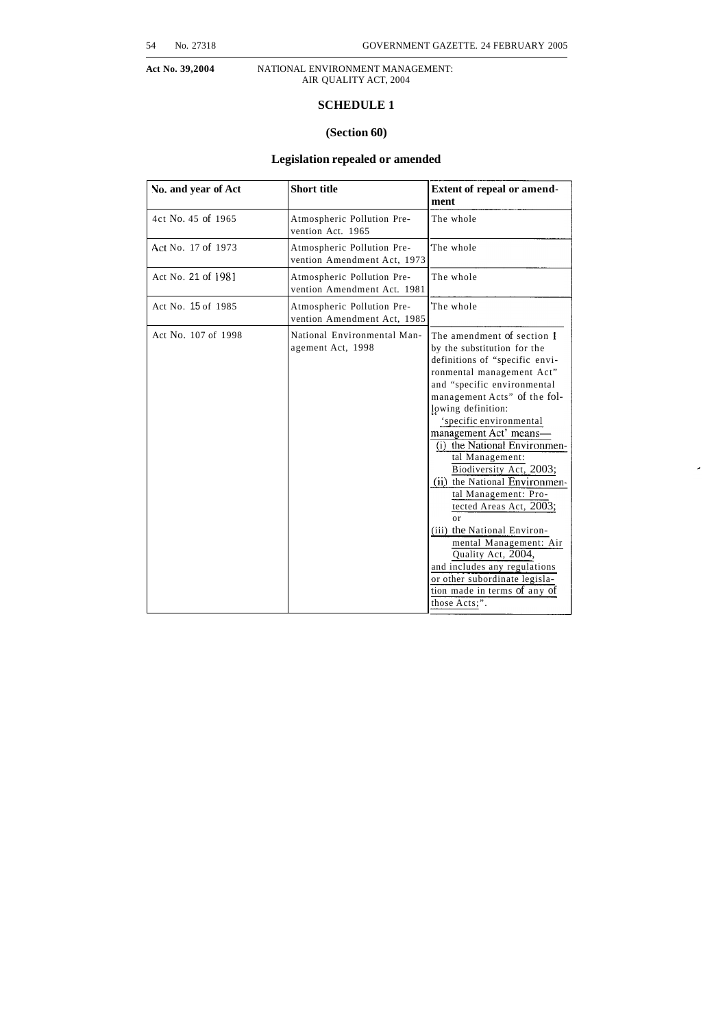**Act No. 39,2004** NATIONAL ENVIRONMENT MANAGEMENT: AIR QUALITY ACT, 2004

## SCHEDULE 1

### (Section 60)

### Legislation repealed or amended

| No. and year of Act | Short title | Extent of repeal or amendment |
|---|---|---|
| Act No. 45 of 1965 | Atmospheric Pollution Prevention Act. 1965 | The whole |
| Act No. 17 of 1973 | Atmospheric Pollution Prevention Amendment Act, 1973 | The whole |
| Act No. 21 of 1981 | Atmospheric Pollution Prevention Amendment Act. 1981 | The whole |
| Act No. 15 of 1985 | Atmospheric Pollution Prevention Amendment Act, 1985 | The whole |
| Act No. 107 of 1998 | National Environmental Management Act, 1998 | The amendment of section 1 by the substitution for the definitions of "specific environmental management Act" and "specific environmental management Acts" of the following definition: "'specific environmental management Act' means— (i) the National Environmental Management: Biodiversity Act, 2003; (ii) the National Environmental Management: Protected Areas Act, 2003; or (iii) the National Environmental Management: Air Quality Act, 2004, and includes any regulations or other subordinate legislation made in terms of any of those Acts;". |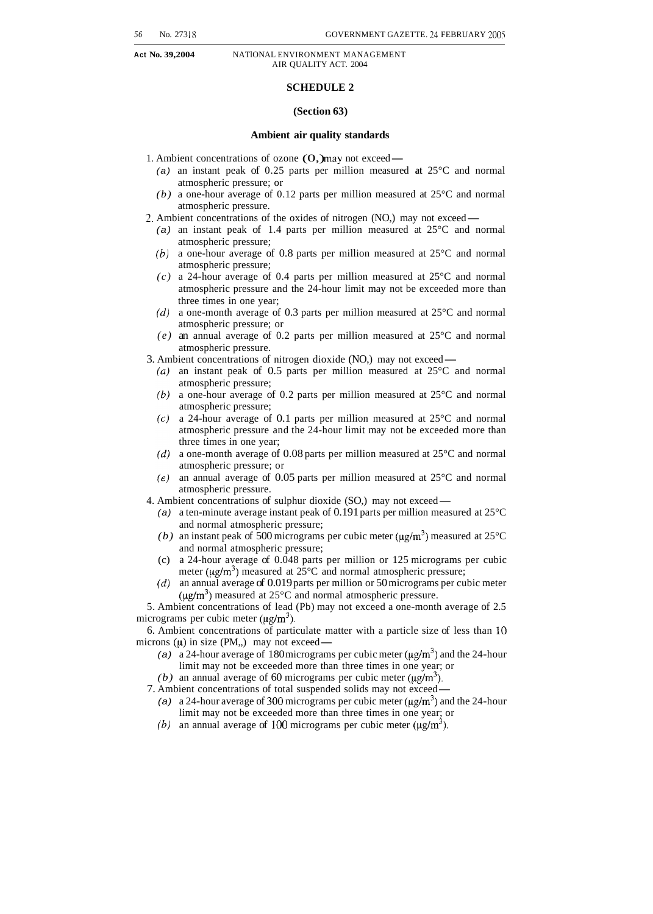## SCHEDULE 2

**(Section 63)**

**Ambient air quality standards**

1. Ambient concentrations of ozone ($O_3$) may not exceed —
   *(a)* an instant peak of 0.25 parts per million measured at 25°C and normal atmospheric pressure; or
   *(b)* a one-hour average of 0.12 parts per million measured at 25°C and normal atmospheric pressure.
2. Ambient concentrations of the oxides of nitrogen ($NO_x$) may not exceed —
   *(a)* an instant peak of 1.4 parts per million measured at 25°C and normal atmospheric pressure;
   *(b)* a one-hour average of 0.8 parts per million measured at 25°C and normal atmospheric pressure;
   *(c)* a 24-hour average of 0.4 parts per million measured at 25°C and normal atmospheric pressure and the 24-hour limit may not be exceeded more than three times in one year;
   *(d)* a one-month average of 0.3 parts per million measured at 25°C and normal atmospheric pressure; or
   *(e)* an annual average of 0.2 parts per million measured at 25°C and normal atmospheric pressure.
3. Ambient concentrations of nitrogen dioxide ($NO_2$) may not exceed —
   *(a)* an instant peak of 0.5 parts per million measured at 25°C and normal atmospheric pressure;
   *(b)* a one-hour average of 0.2 parts per million measured at 25°C and normal atmospheric pressure;
   *(c)* a 24-hour average of 0.1 parts per million measured at 25°C and normal atmospheric pressure and the 24-hour limit may not be exceeded more than three times in one year;
   *(d)* a one-month average of 0.08 parts per million measured at 25°C and normal atmospheric pressure; or
   *(e)* an annual average of 0.05 parts per million measured at 25°C and normal atmospheric pressure.
4. Ambient concentrations of sulphur dioxide ($SO_2$) may not exceed —
   *(a)* a ten-minute average instant peak of 0.191 parts per million measured at 25°C and normal atmospheric pressure;
   *(b)* an instant peak of 500 micrograms per cubic meter ($\mu g/m^3$) measured at 25°C and normal atmospheric pressure;
   (c) a 24-hour average of 0.048 parts per million or 125 micrograms per cubic meter ($\mu g/m^3$) measured at 25°C and normal atmospheric pressure;
   *(d)* an annual average of 0.019 parts per million or 50 micrograms per cubic meter ($\mu g/m^3$) measured at 25°C and normal atmospheric pressure.
5. Ambient concentrations of lead (Pb) may not exceed a one-month average of 2.5 micrograms per cubic meter ($\mu g/m^3$).
6. Ambient concentrations of particulate matter with a particle size of less than 10 microns ($\mu$) in size ($PM_{10}$) may not exceed —
   *(a)* a 24-hour average of 180 micrograms per cubic meter ($\mu g/m^3$) and the 24-hour limit may not be exceeded more than three times in one year; or
   *(b)* an annual average of 60 micrograms per cubic meter ($\mu g/m^3$).
7. Ambient concentrations of total suspended solids may not exceed —
   *(a)* a 24-hour average of 300 micrograms per cubic meter ($\mu g/m^3$) and the 24-hour limit may not be exceeded more than three times in one year; or
   *(b)* an annual average of 100 micrograms per cubic meter ($\mu g/m^3$).